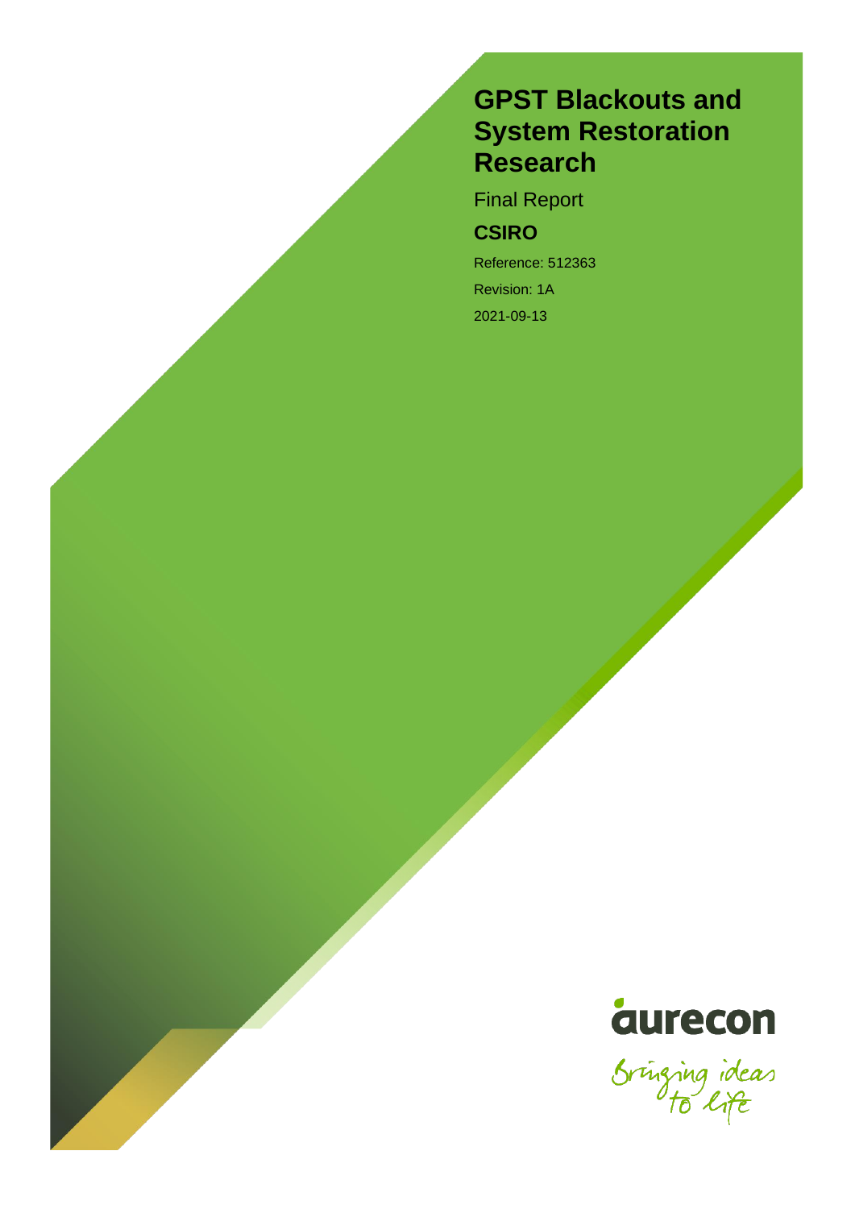# GPST Blackouts and System Restoration Research

Final Report

**CSIRO**

Reference: 512363

Revision: 1A

2021-09-13

aurecon

Bringing ideas to life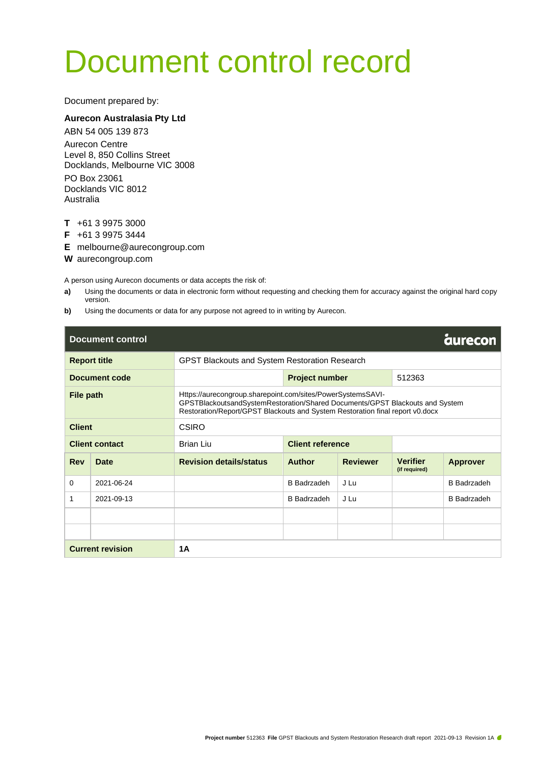# Document control record

Document prepared by:

**Aurecon Australasia Pty Ltd**

ABN 54 005 139 873

Aurecon Centre
Level 8, 850 Collins Street
Docklands, Melbourne VIC 3008

PO Box 23061
Docklands VIC 8012
Australia

**T** +61 3 9975 3000
**F** +61 3 9975 3444
**E** melbourne@aurecongroup.com
**W** aurecongroup.com

A person using Aurecon documents or data accepts the risk of:

**a)** Using the documents or data in electronic form without requesting and checking them for accuracy against the original hard copy version.

**b)** Using the documents or data for any purpose not agreed to in writing by Aurecon.

| **Document control** | | | | | | aurecon |
|---|---|---|---|---|---|---|
| **Report title** | | GPST Blackouts and System Restoration Research | | | | |
| **Document code** | | | **Project number** | | 512363 | |
| **File path** | | Https://aurecongroup.sharepoint.com/sites/PowerSystemsSAVI-GPSTBlackoutsandSystemRestoration/Shared Documents/GPST Blackouts and System Restoration/Report/GPST Blackouts and System Restoration final report v0.docx | | | | |
| **Client** | | CSIRO | | | | |
| **Client contact** | | Brian Liu | **Client reference** | | | |
| **Rev** | **Date** | **Revision details/status** | **Author** | **Reviewer** | **Verifier** (if required) | **Approver** |
| 0 | 2021-06-24 | | B Badrzadeh | J Lu | | B Badrzadeh |
| 1 | 2021-09-13 | | B Badrzadeh | J Lu | | B Badrzadeh |
| | | | | | | |
| | | | | | | |
| **Current revision** | | **1A** | | | | |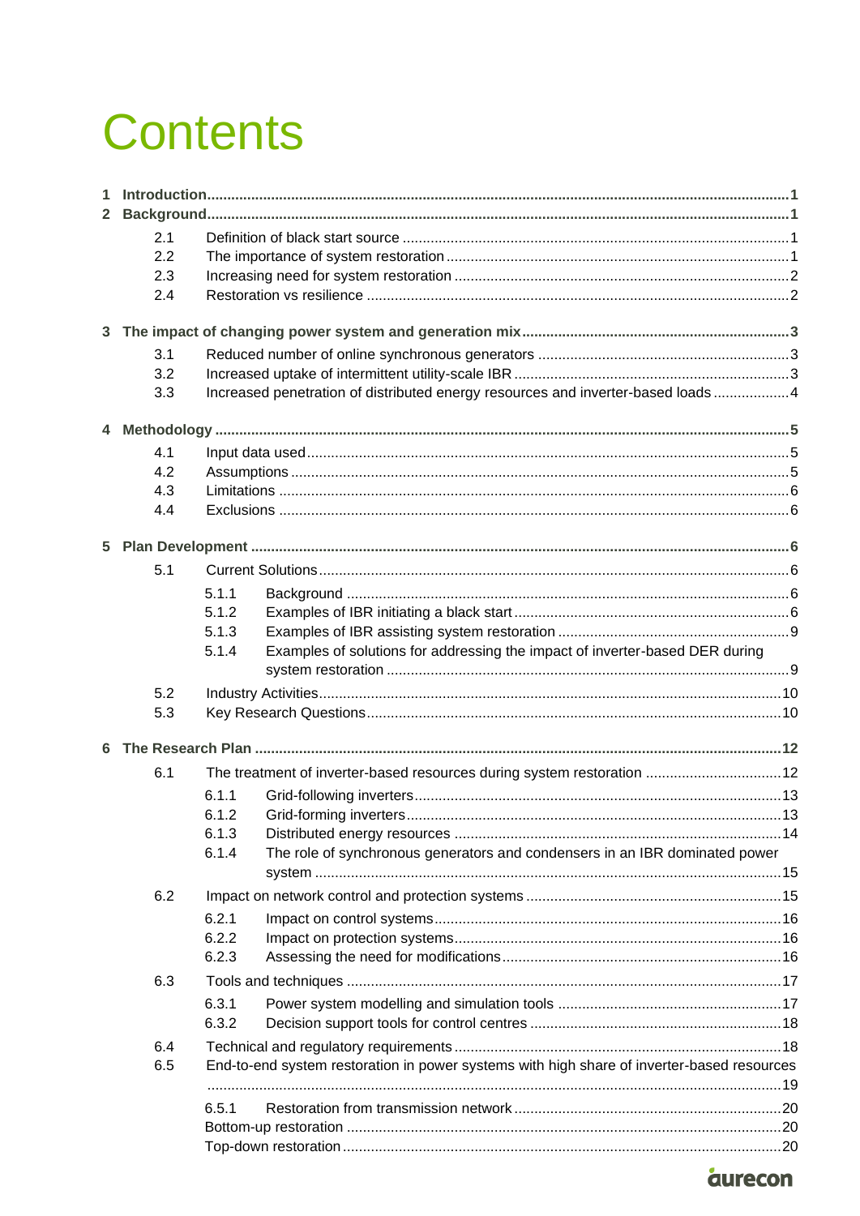# Contents

**1 Introduction** .......... **1**

**2 Background** .......... **1**

- 2.1 Definition of black start source .......... 1
- 2.2 The importance of system restoration .......... 1
- 2.3 Increasing need for system restoration .......... 2
- 2.4 Restoration vs resilience .......... 2

**3 The impact of changing power system and generation mix** .......... **3**

- 3.1 Reduced number of online synchronous generators .......... 3
- 3.2 Increased uptake of intermittent utility-scale IBR .......... 3
- 3.3 Increased penetration of distributed energy resources and inverter-based loads .......... 4

**4 Methodology** .......... **5**

- 4.1 Input data used .......... 5
- 4.2 Assumptions .......... 5
- 4.3 Limitations .......... 6
- 4.4 Exclusions .......... 6

**5 Plan Development** .......... **6**

- 5.1 Current Solutions .......... 6
  - 5.1.1 Background .......... 6
  - 5.1.2 Examples of IBR initiating a black start .......... 6
  - 5.1.3 Examples of IBR assisting system restoration .......... 9
  - 5.1.4 Examples of solutions for addressing the impact of inverter-based DER during system restoration .......... 9
- 5.2 Industry Activities .......... 10
- 5.3 Key Research Questions .......... 10

**6 The Research Plan** .......... **12**

- 6.1 The treatment of inverter-based resources during system restoration .......... 12
  - 6.1.1 Grid-following inverters .......... 13
  - 6.1.2 Grid-forming inverters .......... 13
  - 6.1.3 Distributed energy resources .......... 14
  - 6.1.4 The role of synchronous generators and condensers in an IBR dominated power system .......... 15
- 6.2 Impact on network control and protection systems .......... 15
  - 6.2.1 Impact on control systems .......... 16
  - 6.2.2 Impact on protection systems .......... 16
  - 6.2.3 Assessing the need for modifications .......... 16
- 6.3 Tools and techniques .......... 17
  - 6.3.1 Power system modelling and simulation tools .......... 17
  - 6.3.2 Decision support tools for control centres .......... 18
- 6.4 Technical and regulatory requirements .......... 18
- 6.5 End-to-end system restoration in power systems with high share of inverter-based resources .......... 19
  - 6.5.1 Restoration from transmission network .......... 20
  - Bottom-up restoration .......... 20
  - Top-down restoration .......... 20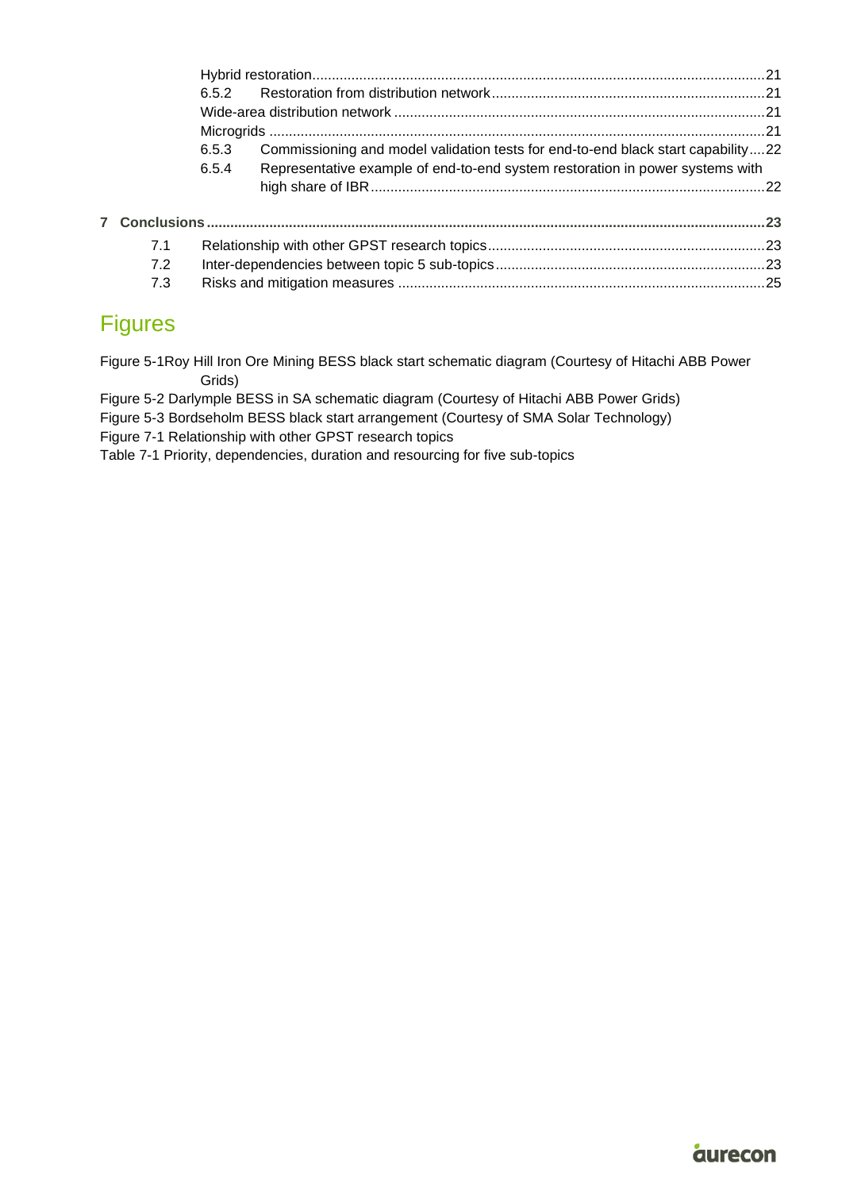Hybrid restoration ..................................................................................................................21
6.5.2 Restoration from distribution network ....................................................................21
Wide-area distribution network ..............................................................................................21
Microgrids ...............................................................................................................................21
6.5.3 Commissioning and model validation tests for end-to-end black start capability ....22
6.5.4 Representative example of end-to-end system restoration in power systems with high share of IBR ....................................................................................................22

**7 Conclusions ............................................................................................................................23**

7.1 Relationship with other GPST research topics ......................................................................23
7.2 Inter-dependencies between topic 5 sub-topics ....................................................................23
7.3 Risks and mitigation measures .............................................................................................25

## Figures

Figure 5-1Roy Hill Iron Ore Mining BESS black start schematic diagram (Courtesy of Hitachi ABB Power Grids)
Figure 5-2 Darlymple BESS in SA schematic diagram (Courtesy of Hitachi ABB Power Grids)
Figure 5-3 Bordseholm BESS black start arrangement (Courtesy of SMA Solar Technology)
Figure 7-1 Relationship with other GPST research topics
Table 7-1 Priority, dependencies, duration and resourcing for five sub-topics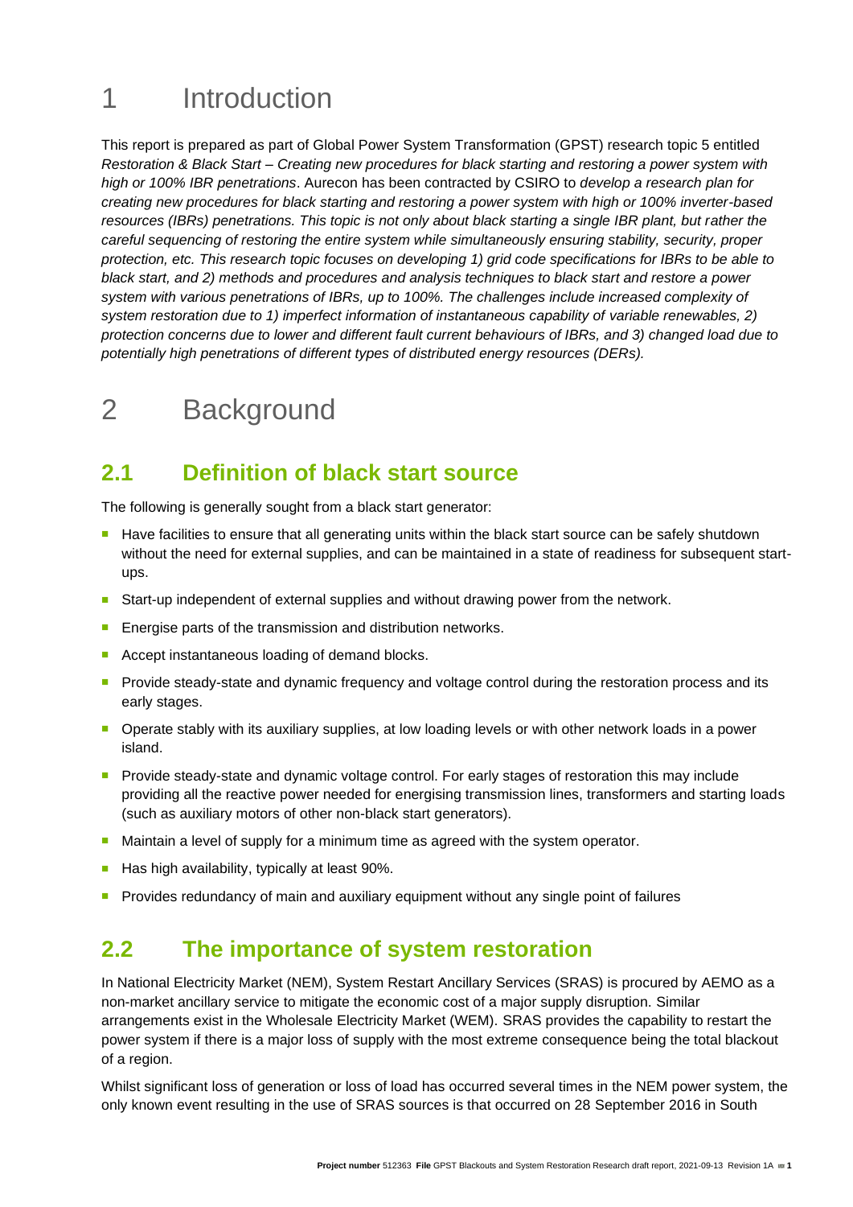# 1 Introduction

This report is prepared as part of Global Power System Transformation (GPST) research topic 5 entitled *Restoration & Black Start – Creating new procedures for black starting and restoring a power system with high or 100% IBR penetrations*. Aurecon has been contracted by CSIRO to *develop a research plan for creating new procedures for black starting and restoring a power system with high or 100% inverter-based resources (IBRs) penetrations. This topic is not only about black starting a single IBR plant, but rather the careful sequencing of restoring the entire system while simultaneously ensuring stability, security, proper protection, etc. This research topic focuses on developing 1) grid code specifications for IBRs to be able to black start, and 2) methods and procedures and analysis techniques to black start and restore a power system with various penetrations of IBRs, up to 100%. The challenges include increased complexity of system restoration due to 1) imperfect information of instantaneous capability of variable renewables, 2) protection concerns due to lower and different fault current behaviours of IBRs, and 3) changed load due to potentially high penetrations of different types of distributed energy resources (DERs).*

# 2 Background

## 2.1 Definition of black start source

The following is generally sought from a black start generator:

- Have facilities to ensure that all generating units within the black start source can be safely shutdown without the need for external supplies, and can be maintained in a state of readiness for subsequent start-ups.
- Start-up independent of external supplies and without drawing power from the network.
- Energise parts of the transmission and distribution networks.
- Accept instantaneous loading of demand blocks.
- Provide steady-state and dynamic frequency and voltage control during the restoration process and its early stages.
- Operate stably with its auxiliary supplies, at low loading levels or with other network loads in a power island.
- Provide steady-state and dynamic voltage control. For early stages of restoration this may include providing all the reactive power needed for energising transmission lines, transformers and starting loads (such as auxiliary motors of other non-black start generators).
- Maintain a level of supply for a minimum time as agreed with the system operator.
- Has high availability, typically at least 90%.
- Provides redundancy of main and auxiliary equipment without any single point of failures

## 2.2 The importance of system restoration

In National Electricity Market (NEM), System Restart Ancillary Services (SRAS) is procured by AEMO as a non-market ancillary service to mitigate the economic cost of a major supply disruption. Similar arrangements exist in the Wholesale Electricity Market (WEM). SRAS provides the capability to restart the power system if there is a major loss of supply with the most extreme consequence being the total blackout of a region.

Whilst significant loss of generation or loss of load has occurred several times in the NEM power system, the only known event resulting in the use of SRAS sources is that occurred on 28 September 2016 in South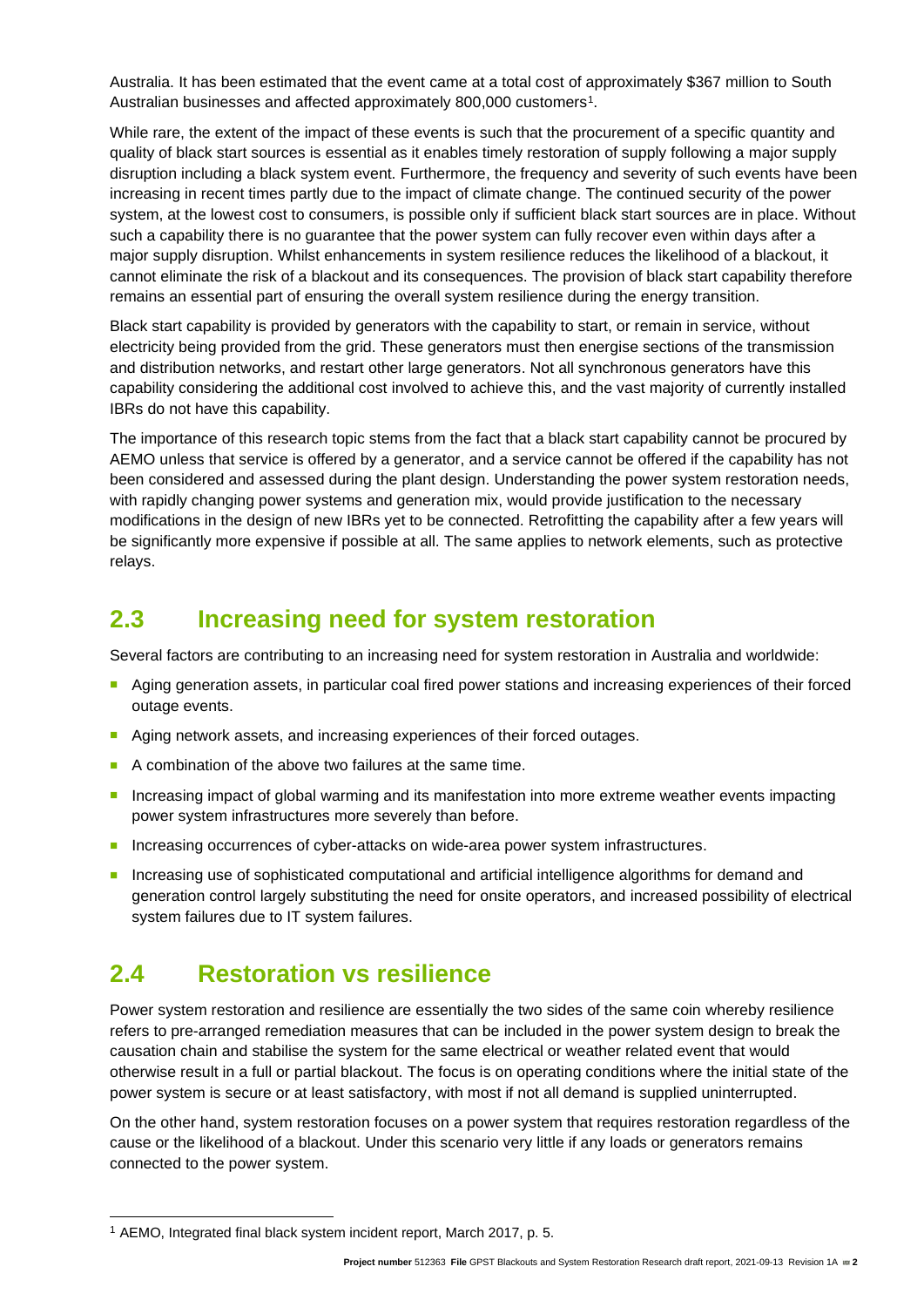Australia. It has been estimated that the event came at a total cost of approximately $367 million to South Australian businesses and affected approximately 800,000 customers[1].

While rare, the extent of the impact of these events is such that the procurement of a specific quantity and quality of black start sources is essential as it enables timely restoration of supply following a major supply disruption including a black system event. Furthermore, the frequency and severity of such events have been increasing in recent times partly due to the impact of climate change. The continued security of the power system, at the lowest cost to consumers, is possible only if sufficient black start sources are in place. Without such a capability there is no guarantee that the power system can fully recover even within days after a major supply disruption. Whilst enhancements in system resilience reduces the likelihood of a blackout, it cannot eliminate the risk of a blackout and its consequences. The provision of black start capability therefore remains an essential part of ensuring the overall system resilience during the energy transition.

Black start capability is provided by generators with the capability to start, or remain in service, without electricity being provided from the grid. These generators must then energise sections of the transmission and distribution networks, and restart other large generators. Not all synchronous generators have this capability considering the additional cost involved to achieve this, and the vast majority of currently installed IBRs do not have this capability.

The importance of this research topic stems from the fact that a black start capability cannot be procured by AEMO unless that service is offered by a generator, and a service cannot be offered if the capability has not been considered and assessed during the plant design. Understanding the power system restoration needs, with rapidly changing power systems and generation mix, would provide justification to the necessary modifications in the design of new IBRs yet to be connected. Retrofitting the capability after a few years will be significantly more expensive if possible at all. The same applies to network elements, such as protective relays.

## 2.3 Increasing need for system restoration

Several factors are contributing to an increasing need for system restoration in Australia and worldwide:

- Aging generation assets, in particular coal fired power stations and increasing experiences of their forced outage events.
- Aging network assets, and increasing experiences of their forced outages.
- A combination of the above two failures at the same time.
- Increasing impact of global warming and its manifestation into more extreme weather events impacting power system infrastructures more severely than before.
- Increasing occurrences of cyber-attacks on wide-area power system infrastructures.
- Increasing use of sophisticated computational and artificial intelligence algorithms for demand and generation control largely substituting the need for onsite operators, and increased possibility of electrical system failures due to IT system failures.

## 2.4 Restoration vs resilience

Power system restoration and resilience are essentially the two sides of the same coin whereby resilience refers to pre-arranged remediation measures that can be included in the power system design to break the causation chain and stabilise the system for the same electrical or weather related event that would otherwise result in a full or partial blackout. The focus is on operating conditions where the initial state of the power system is secure or at least satisfactory, with most if not all demand is supplied uninterrupted.

On the other hand, system restoration focuses on a power system that requires restoration regardless of the cause or the likelihood of a blackout. Under this scenario very little if any loads or generators remains connected to the power system.

[1] AEMO, Integrated final black system incident report, March 2017, p. 5.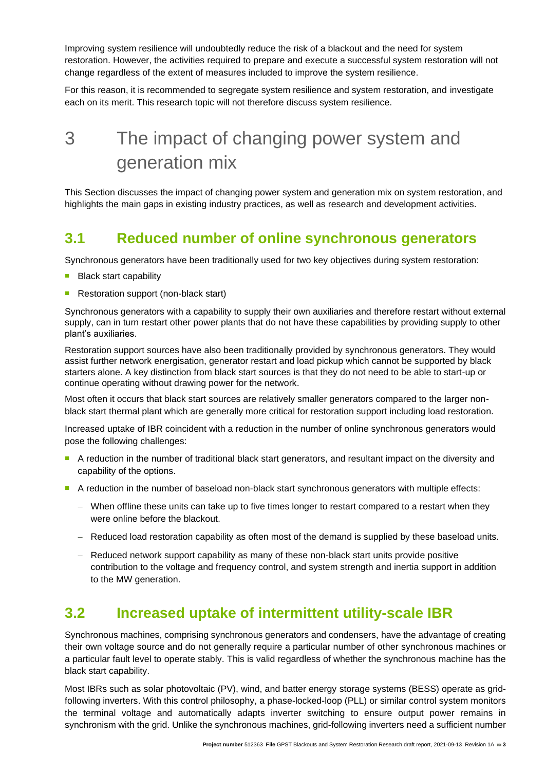Improving system resilience will undoubtedly reduce the risk of a blackout and the need for system restoration. However, the activities required to prepare and execute a successful system restoration will not change regardless of the extent of measures included to improve the system resilience.

For this reason, it is recommended to segregate system resilience and system restoration, and investigate each on its merit. This research topic will not therefore discuss system resilience.

# 3 The impact of changing power system and generation mix

This Section discusses the impact of changing power system and generation mix on system restoration, and highlights the main gaps in existing industry practices, as well as research and development activities.

## 3.1 Reduced number of online synchronous generators

Synchronous generators have been traditionally used for two key objectives during system restoration:

- Black start capability
- Restoration support (non-black start)

Synchronous generators with a capability to supply their own auxiliaries and therefore restart without external supply, can in turn restart other power plants that do not have these capabilities by providing supply to other plant's auxiliaries.

Restoration support sources have also been traditionally provided by synchronous generators. They would assist further network energisation, generator restart and load pickup which cannot be supported by black starters alone. A key distinction from black start sources is that they do not need to be able to start-up or continue operating without drawing power for the network.

Most often it occurs that black start sources are relatively smaller generators compared to the larger non-black start thermal plant which are generally more critical for restoration support including load restoration.

Increased uptake of IBR coincident with a reduction in the number of online synchronous generators would pose the following challenges:

- A reduction in the number of traditional black start generators, and resultant impact on the diversity and capability of the options.
- A reduction in the number of baseload non-black start synchronous generators with multiple effects:
  - When offline these units can take up to five times longer to restart compared to a restart when they were online before the blackout.
  - Reduced load restoration capability as often most of the demand is supplied by these baseload units.
  - Reduced network support capability as many of these non-black start units provide positive contribution to the voltage and frequency control, and system strength and inertia support in addition to the MW generation.

## 3.2 Increased uptake of intermittent utility-scale IBR

Synchronous machines, comprising synchronous generators and condensers, have the advantage of creating their own voltage source and do not generally require a particular number of other synchronous machines or a particular fault level to operate stably. This is valid regardless of whether the synchronous machine has the black start capability.

Most IBRs such as solar photovoltaic (PV), wind, and batter energy storage systems (BESS) operate as grid-following inverters. With this control philosophy, a phase-locked-loop (PLL) or similar control system monitors the terminal voltage and automatically adapts inverter switching to ensure output power remains in synchronism with the grid. Unlike the synchronous machines, grid-following inverters need a sufficient number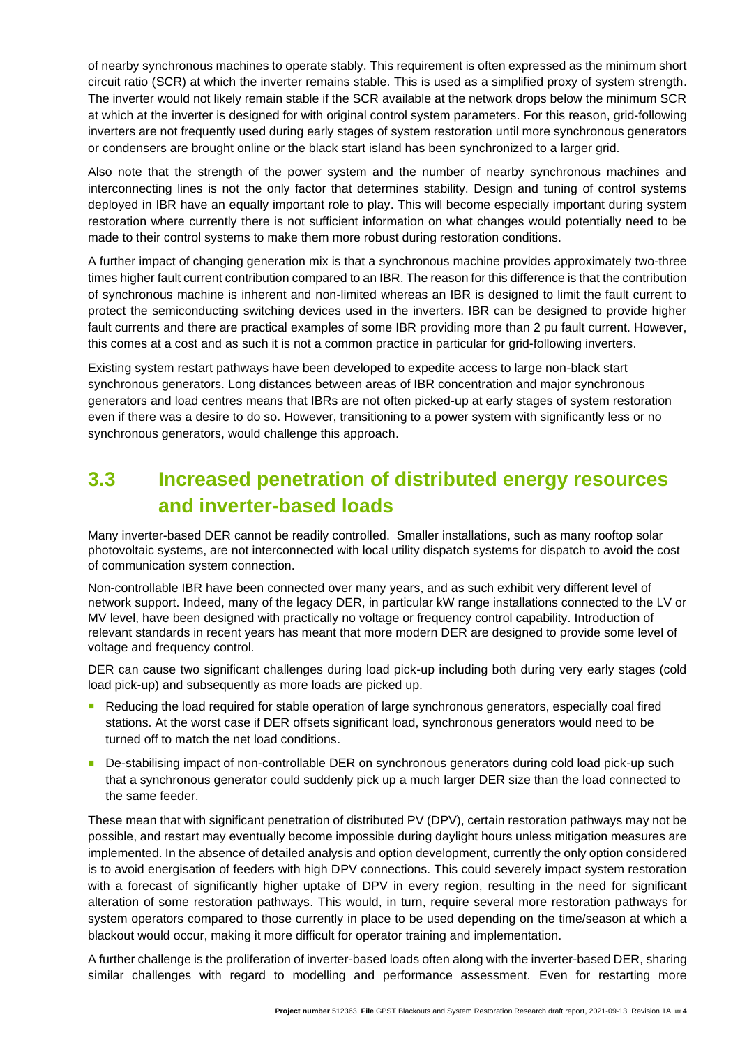of nearby synchronous machines to operate stably. This requirement is often expressed as the minimum short circuit ratio (SCR) at which the inverter remains stable. This is used as a simplified proxy of system strength. The inverter would not likely remain stable if the SCR available at the network drops below the minimum SCR at which at the inverter is designed for with original control system parameters. For this reason, grid-following inverters are not frequently used during early stages of system restoration until more synchronous generators or condensers are brought online or the black start island has been synchronized to a larger grid.

Also note that the strength of the power system and the number of nearby synchronous machines and interconnecting lines is not the only factor that determines stability. Design and tuning of control systems deployed in IBR have an equally important role to play. This will become especially important during system restoration where currently there is not sufficient information on what changes would potentially need to be made to their control systems to make them more robust during restoration conditions.

A further impact of changing generation mix is that a synchronous machine provides approximately two-three times higher fault current contribution compared to an IBR. The reason for this difference is that the contribution of synchronous machine is inherent and non-limited whereas an IBR is designed to limit the fault current to protect the semiconducting switching devices used in the inverters. IBR can be designed to provide higher fault currents and there are practical examples of some IBR providing more than 2 pu fault current. However, this comes at a cost and as such it is not a common practice in particular for grid-following inverters.

Existing system restart pathways have been developed to expedite access to large non-black start synchronous generators. Long distances between areas of IBR concentration and major synchronous generators and load centres means that IBRs are not often picked-up at early stages of system restoration even if there was a desire to do so. However, transitioning to a power system with significantly less or no synchronous generators, would challenge this approach.

## 3.3 Increased penetration of distributed energy resources and inverter-based loads

Many inverter-based DER cannot be readily controlled. Smaller installations, such as many rooftop solar photovoltaic systems, are not interconnected with local utility dispatch systems for dispatch to avoid the cost of communication system connection.

Non-controllable IBR have been connected over many years, and as such exhibit very different level of network support. Indeed, many of the legacy DER, in particular kW range installations connected to the LV or MV level, have been designed with practically no voltage or frequency control capability. Introduction of relevant standards in recent years has meant that more modern DER are designed to provide some level of voltage and frequency control.

DER can cause two significant challenges during load pick-up including both during very early stages (cold load pick-up) and subsequently as more loads are picked up.

- Reducing the load required for stable operation of large synchronous generators, especially coal fired stations. At the worst case if DER offsets significant load, synchronous generators would need to be turned off to match the net load conditions.
- De-stabilising impact of non-controllable DER on synchronous generators during cold load pick-up such that a synchronous generator could suddenly pick up a much larger DER size than the load connected to the same feeder.

These mean that with significant penetration of distributed PV (DPV), certain restoration pathways may not be possible, and restart may eventually become impossible during daylight hours unless mitigation measures are implemented. In the absence of detailed analysis and option development, currently the only option considered is to avoid energisation of feeders with high DPV connections. This could severely impact system restoration with a forecast of significantly higher uptake of DPV in every region, resulting in the need for significant alteration of some restoration pathways. This would, in turn, require several more restoration pathways for system operators compared to those currently in place to be used depending on the time/season at which a blackout would occur, making it more difficult for operator training and implementation.

A further challenge is the proliferation of inverter-based loads often along with the inverter-based DER, sharing similar challenges with regard to modelling and performance assessment. Even for restarting more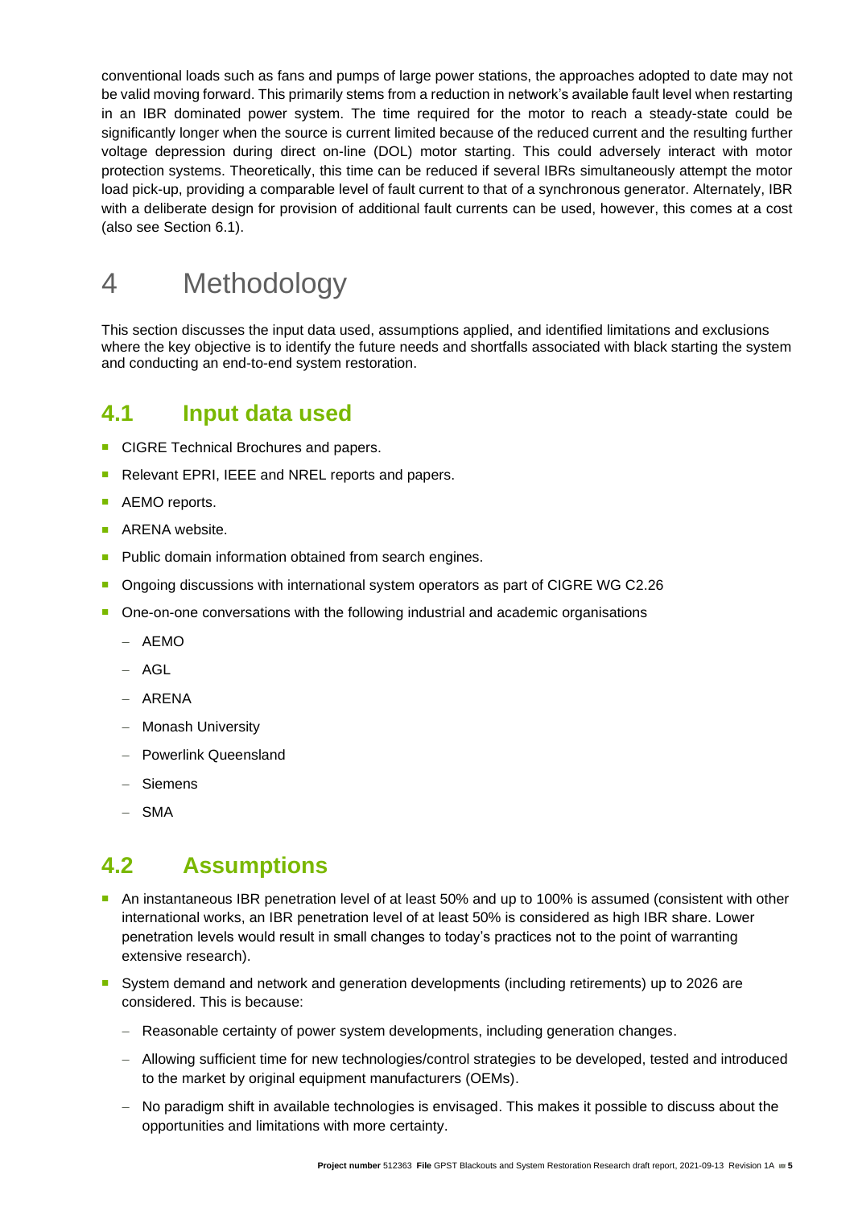conventional loads such as fans and pumps of large power stations, the approaches adopted to date may not be valid moving forward. This primarily stems from a reduction in network's available fault level when restarting in an IBR dominated power system. The time required for the motor to reach a steady-state could be significantly longer when the source is current limited because of the reduced current and the resulting further voltage depression during direct on-line (DOL) motor starting. This could adversely interact with motor protection systems. Theoretically, this time can be reduced if several IBRs simultaneously attempt the motor load pick-up, providing a comparable level of fault current to that of a synchronous generator. Alternately, IBR with a deliberate design for provision of additional fault currents can be used, however, this comes at a cost (also see Section 6.1).

# 4 Methodology

This section discusses the input data used, assumptions applied, and identified limitations and exclusions where the key objective is to identify the future needs and shortfalls associated with black starting the system and conducting an end-to-end system restoration.

## 4.1 Input data used

- CIGRE Technical Brochures and papers.
- Relevant EPRI, IEEE and NREL reports and papers.
- AEMO reports.
- ARENA website.
- Public domain information obtained from search engines.
- Ongoing discussions with international system operators as part of CIGRE WG C2.26
- One-on-one conversations with the following industrial and academic organisations
  - AEMO
  - AGL
  - ARENA
  - Monash University
  - Powerlink Queensland
  - Siemens
  - SMA

## 4.2 Assumptions

- An instantaneous IBR penetration level of at least 50% and up to 100% is assumed (consistent with other international works, an IBR penetration level of at least 50% is considered as high IBR share. Lower penetration levels would result in small changes to today's practices not to the point of warranting extensive research).
- System demand and network and generation developments (including retirements) up to 2026 are considered. This is because:
  - Reasonable certainty of power system developments, including generation changes.
  - Allowing sufficient time for new technologies/control strategies to be developed, tested and introduced to the market by original equipment manufacturers (OEMs).
  - No paradigm shift in available technologies is envisaged. This makes it possible to discuss about the opportunities and limitations with more certainty.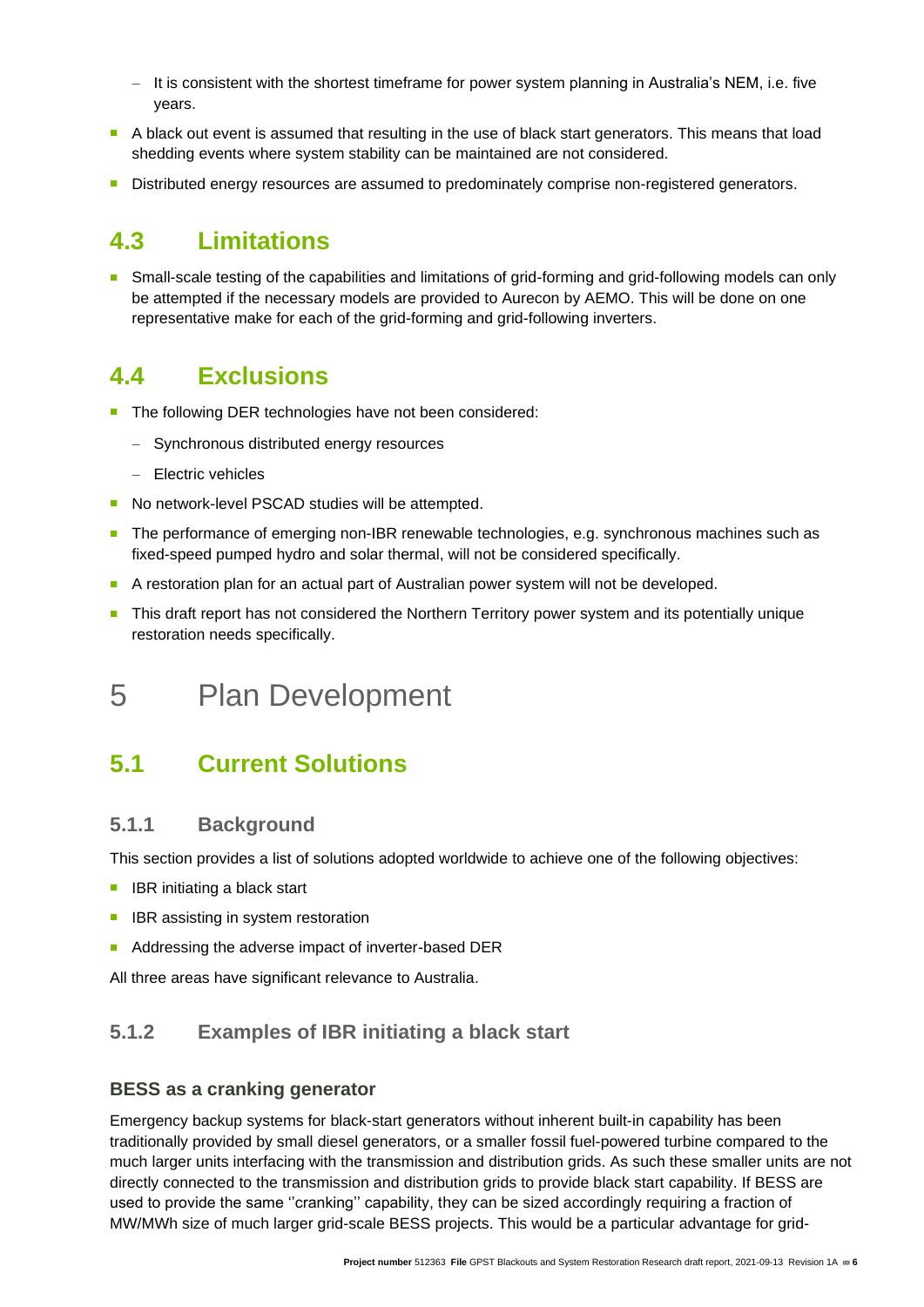- It is consistent with the shortest timeframe for power system planning in Australia's NEM, i.e. five years.

- A black out event is assumed that resulting in the use of black start generators. This means that load shedding events where system stability can be maintained are not considered.
- Distributed energy resources are assumed to predominately comprise non-registered generators.

## 4.3 Limitations

- Small-scale testing of the capabilities and limitations of grid-forming and grid-following models can only be attempted if the necessary models are provided to Aurecon by AEMO. This will be done on one representative make for each of the grid-forming and grid-following inverters.

## 4.4 Exclusions

- The following DER technologies have not been considered:
  - Synchronous distributed energy resources
  - Electric vehicles
- No network-level PSCAD studies will be attempted.
- The performance of emerging non-IBR renewable technologies, e.g. synchronous machines such as fixed-speed pumped hydro and solar thermal, will not be considered specifically.
- A restoration plan for an actual part of Australian power system will not be developed.
- This draft report has not considered the Northern Territory power system and its potentially unique restoration needs specifically.

# 5 Plan Development

## 5.1 Current Solutions

### 5.1.1 Background

This section provides a list of solutions adopted worldwide to achieve one of the following objectives:

- IBR initiating a black start
- IBR assisting in system restoration
- Addressing the adverse impact of inverter-based DER

All three areas have significant relevance to Australia.

### 5.1.2 Examples of IBR initiating a black start

#### BESS as a cranking generator

Emergency backup systems for black-start generators without inherent built-in capability has been traditionally provided by small diesel generators, or a smaller fossil fuel-powered turbine compared to the much larger units interfacing with the transmission and distribution grids. As such these smaller units are not directly connected to the transmission and distribution grids to provide black start capability. If BESS are used to provide the same ''cranking'' capability, they can be sized accordingly requiring a fraction of MW/MWh size of much larger grid-scale BESS projects. This would be a particular advantage for grid-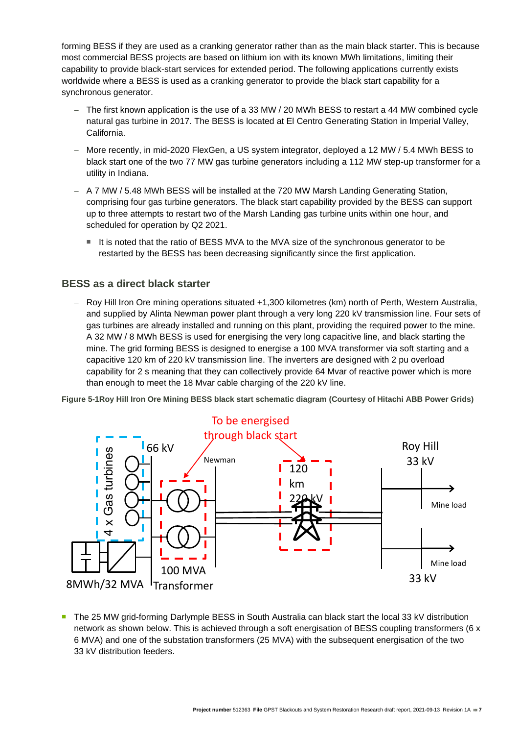forming BESS if they are used as a cranking generator rather than as the main black starter. This is because most commercial BESS projects are based on lithium ion with its known MWh limitations, limiting their capability to provide black-start services for extended period. The following applications currently exists worldwide where a BESS is used as a cranking generator to provide the black start capability for a synchronous generator.

- The first known application is the use of a 33 MW / 20 MWh BESS to restart a 44 MW combined cycle natural gas turbine in 2017. The BESS is located at El Centro Generating Station in Imperial Valley, California.
- More recently, in mid-2020 FlexGen, a US system integrator, deployed a 12 MW / 5.4 MWh BESS to black start one of the two 77 MW gas turbine generators including a 112 MW step-up transformer for a utility in Indiana.
- A 7 MW / 5.48 MWh BESS will be installed at the 720 MW Marsh Landing Generating Station, comprising four gas turbine generators. The black start capability provided by the BESS can support up to three attempts to restart two of the Marsh Landing gas turbine units within one hour, and scheduled for operation by Q2 2021.
  - It is noted that the ratio of BESS MVA to the MVA size of the synchronous generator to be restarted by the BESS has been decreasing significantly since the first application.

### BESS as a direct black starter

- Roy Hill Iron Ore mining operations situated +1,300 kilometres (km) north of Perth, Western Australia, and supplied by Alinta Newman power plant through a very long 220 kV transmission line. Four sets of gas turbines are already installed and running on this plant, providing the required power to the mine. A 32 MW / 8 MWh BESS is used for energising the very long capacitive line, and black starting the mine. The grid forming BESS is designed to energise a 100 MVA transformer via soft starting and a capacitive 120 km of 220 kV transmission line. The inverters are designed with 2 pu overload capability for 2 s meaning that they can collectively provide 64 Mvar of reactive power which is more than enough to meet the 18 Mvar cable charging of the 220 kV line.

**Figure 5-1Roy Hill Iron Ore Mining BESS black start schematic diagram (Courtesy of Hitachi ABB Power Grids)**

- The 25 MW grid-forming Darlymple BESS in South Australia can black start the local 33 kV distribution network as shown below. This is achieved through a soft energisation of BESS coupling transformers (6 x 6 MVA) and one of the substation transformers (25 MVA) with the subsequent energisation of the two 33 kV distribution feeders.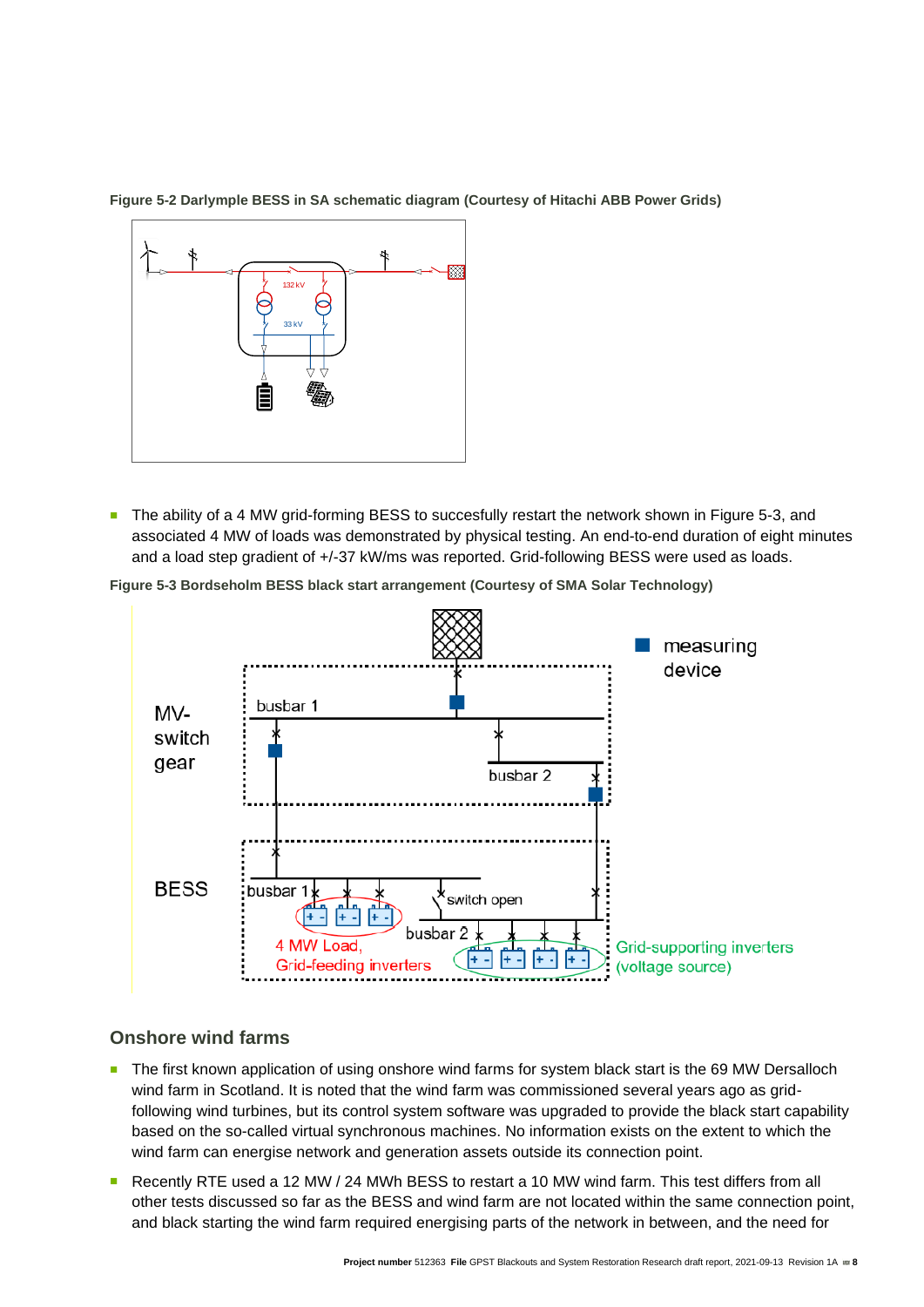**Figure 5-2 Darlymple BESS in SA schematic diagram (Courtesy of Hitachi ABB Power Grids)**

- The ability of a 4 MW grid-forming BESS to succesfully restart the network shown in Figure 5-3, and associated 4 MW of loads was demonstrated by physical testing. An end-to-end duration of eight minutes and a load step gradient of +/-37 kW/ms was reported. Grid-following BESS were used as loads.

**Figure 5-3 Bordseholm BESS black start arrangement (Courtesy of SMA Solar Technology)**

## Onshore wind farms

- The first known application of using onshore wind farms for system black start is the 69 MW Dersalloch wind farm in Scotland. It is noted that the wind farm was commissioned several years ago as grid-following wind turbines, but its control system software was upgraded to provide the black start capability based on the so-called virtual synchronous machines. No information exists on the extent to which the wind farm can energise network and generation assets outside its connection point.
- Recently RTE used a 12 MW / 24 MWh BESS to restart a 10 MW wind farm. This test differs from all other tests discussed so far as the BESS and wind farm are not located within the same connection point, and black starting the wind farm required energising parts of the network in between, and the need for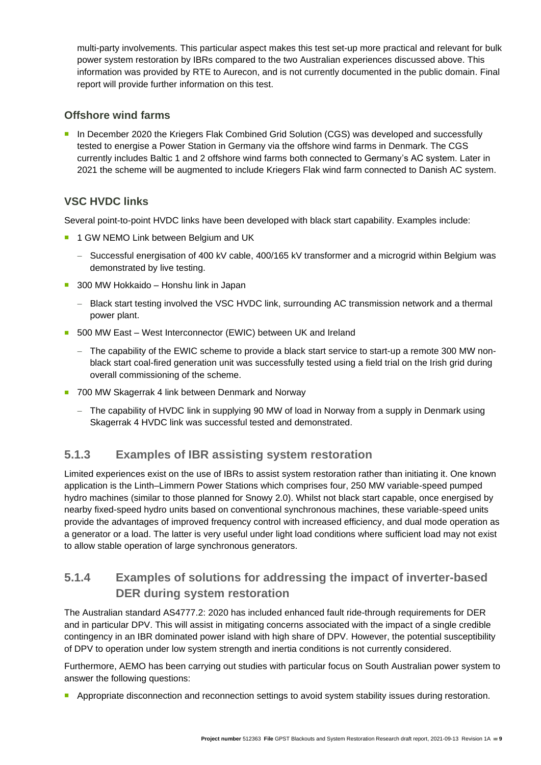multi-party involvements. This particular aspect makes this test set-up more practical and relevant for bulk power system restoration by IBRs compared to the two Australian experiences discussed above. This information was provided by RTE to Aurecon, and is not currently documented in the public domain. Final report will provide further information on this test.

### Offshore wind farms

- In December 2020 the Kriegers Flak Combined Grid Solution (CGS) was developed and successfully tested to energise a Power Station in Germany via the offshore wind farms in Denmark. The CGS currently includes Baltic 1 and 2 offshore wind farms both connected to Germany's AC system. Later in 2021 the scheme will be augmented to include Kriegers Flak wind farm connected to Danish AC system.

### VSC HVDC links

Several point-to-point HVDC links have been developed with black start capability. Examples include:

- 1 GW NEMO Link between Belgium and UK
  - Successful energisation of 400 kV cable, 400/165 kV transformer and a microgrid within Belgium was demonstrated by live testing.
- 300 MW Hokkaido – Honshu link in Japan
  - Black start testing involved the VSC HVDC link, surrounding AC transmission network and a thermal power plant.
- 500 MW East – West Interconnector (EWIC) between UK and Ireland
  - The capability of the EWIC scheme to provide a black start service to start-up a remote 300 MW non-black start coal-fired generation unit was successfully tested using a field trial on the Irish grid during overall commissioning of the scheme.
- 700 MW Skagerrak 4 link between Denmark and Norway
  - The capability of HVDC link in supplying 90 MW of load in Norway from a supply in Denmark using Skagerrak 4 HVDC link was successful tested and demonstrated.

## 5.1.3 Examples of IBR assisting system restoration

Limited experiences exist on the use of IBRs to assist system restoration rather than initiating it. One known application is the Linth–Limmern Power Stations which comprises four, 250 MW variable-speed pumped hydro machines (similar to those planned for Snowy 2.0). Whilst not black start capable, once energised by nearby fixed-speed hydro units based on conventional synchronous machines, these variable-speed units provide the advantages of improved frequency control with increased efficiency, and dual mode operation as a generator or a load. The latter is very useful under light load conditions where sufficient load may not exist to allow stable operation of large synchronous generators.

## 5.1.4 Examples of solutions for addressing the impact of inverter-based DER during system restoration

The Australian standard AS4777.2: 2020 has included enhanced fault ride-through requirements for DER and in particular DPV. This will assist in mitigating concerns associated with the impact of a single credible contingency in an IBR dominated power island with high share of DPV. However, the potential susceptibility of DPV to operation under low system strength and inertia conditions is not currently considered.

Furthermore, AEMO has been carrying out studies with particular focus on South Australian power system to answer the following questions:

- Appropriate disconnection and reconnection settings to avoid system stability issues during restoration.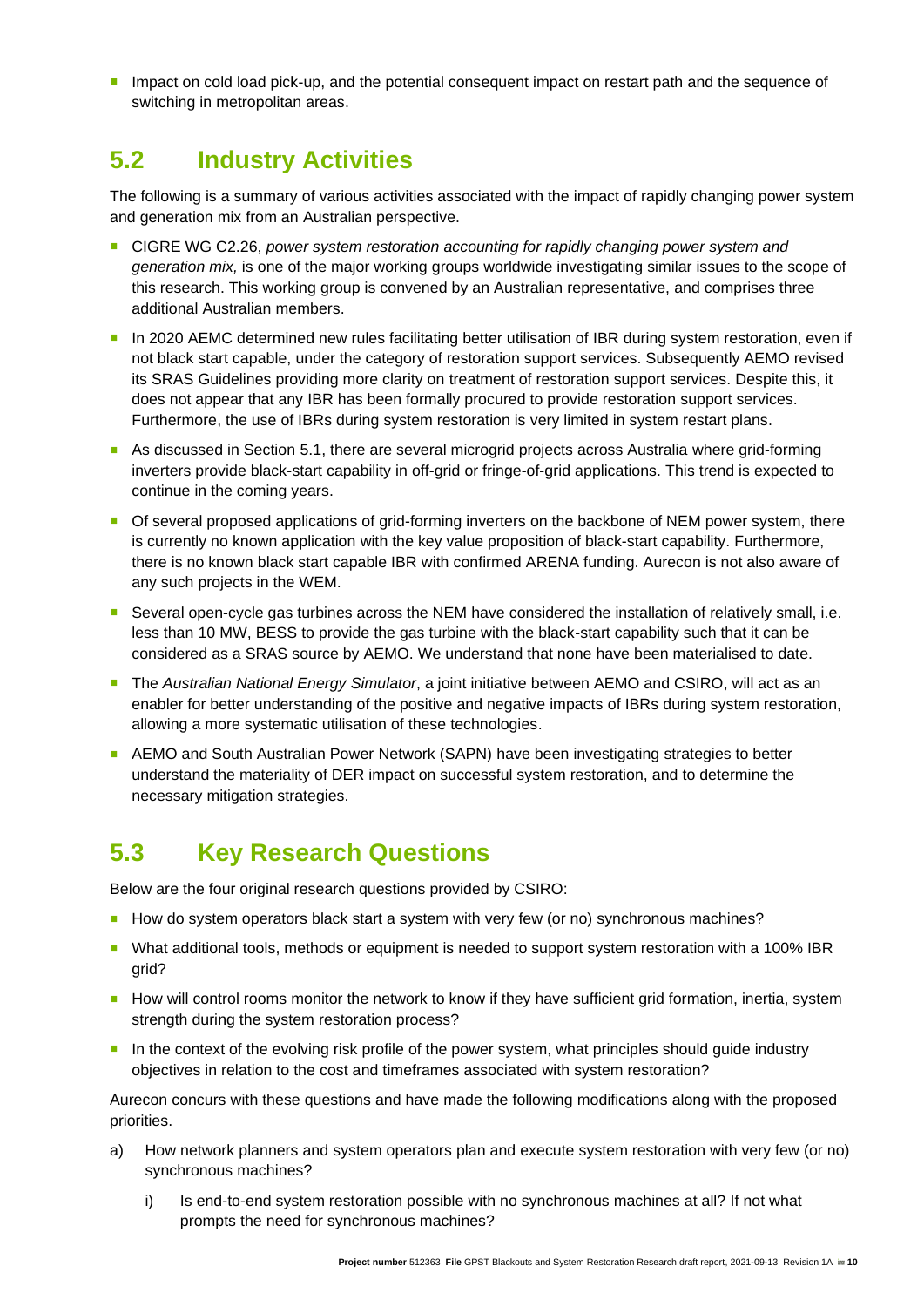- Impact on cold load pick-up, and the potential consequent impact on restart path and the sequence of switching in metropolitan areas.

## 5.2 Industry Activities

The following is a summary of various activities associated with the impact of rapidly changing power system and generation mix from an Australian perspective.

- CIGRE WG C2.26, *power system restoration accounting for rapidly changing power system and generation mix,* is one of the major working groups worldwide investigating similar issues to the scope of this research. This working group is convened by an Australian representative, and comprises three additional Australian members.
- In 2020 AEMC determined new rules facilitating better utilisation of IBR during system restoration, even if not black start capable, under the category of restoration support services. Subsequently AEMO revised its SRAS Guidelines providing more clarity on treatment of restoration support services. Despite this, it does not appear that any IBR has been formally procured to provide restoration support services. Furthermore, the use of IBRs during system restoration is very limited in system restart plans.
- As discussed in Section 5.1, there are several microgrid projects across Australia where grid-forming inverters provide black-start capability in off-grid or fringe-of-grid applications. This trend is expected to continue in the coming years.
- Of several proposed applications of grid-forming inverters on the backbone of NEM power system, there is currently no known application with the key value proposition of black-start capability. Furthermore, there is no known black start capable IBR with confirmed ARENA funding. Aurecon is not also aware of any such projects in the WEM.
- Several open-cycle gas turbines across the NEM have considered the installation of relatively small, i.e. less than 10 MW, BESS to provide the gas turbine with the black-start capability such that it can be considered as a SRAS source by AEMO. We understand that none have been materialised to date.
- The *Australian National Energy Simulator*, a joint initiative between AEMO and CSIRO, will act as an enabler for better understanding of the positive and negative impacts of IBRs during system restoration, allowing a more systematic utilisation of these technologies.
- AEMO and South Australian Power Network (SAPN) have been investigating strategies to better understand the materiality of DER impact on successful system restoration, and to determine the necessary mitigation strategies.

## 5.3 Key Research Questions

Below are the four original research questions provided by CSIRO:

- How do system operators black start a system with very few (or no) synchronous machines?
- What additional tools, methods or equipment is needed to support system restoration with a 100% IBR grid?
- How will control rooms monitor the network to know if they have sufficient grid formation, inertia, system strength during the system restoration process?
- In the context of the evolving risk profile of the power system, what principles should guide industry objectives in relation to the cost and timeframes associated with system restoration?

Aurecon concurs with these questions and have made the following modifications along with the proposed priorities.

a) How network planners and system operators plan and execute system restoration with very few (or no) synchronous machines?

   i) Is end-to-end system restoration possible with no synchronous machines at all? If not what prompts the need for synchronous machines?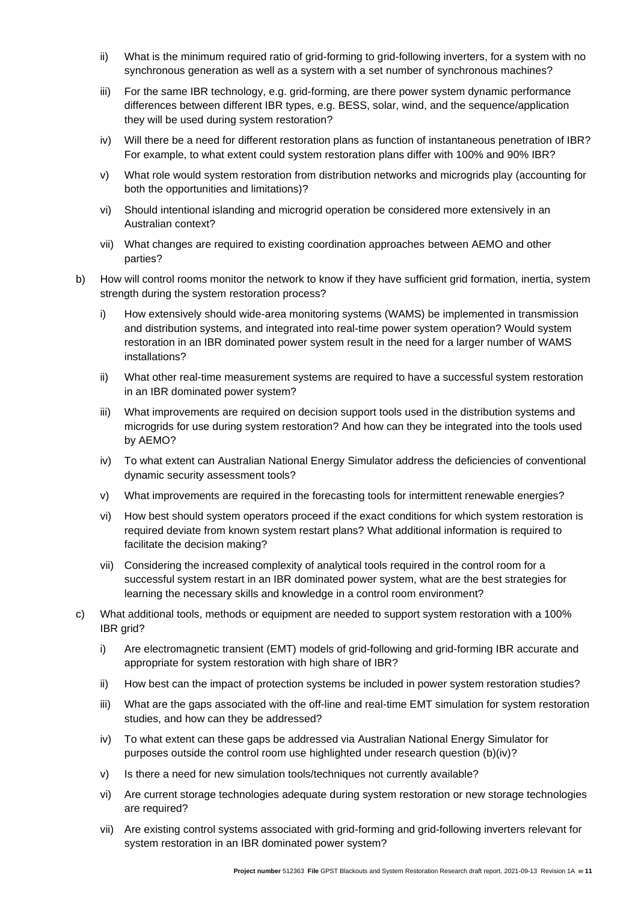ii) What is the minimum required ratio of grid-forming to grid-following inverters, for a system with no synchronous generation as well as a system with a set number of synchronous machines?

iii) For the same IBR technology, e.g. grid-forming, are there power system dynamic performance differences between different IBR types, e.g. BESS, solar, wind, and the sequence/application they will be used during system restoration?

iv) Will there be a need for different restoration plans as function of instantaneous penetration of IBR? For example, to what extent could system restoration plans differ with 100% and 90% IBR?

v) What role would system restoration from distribution networks and microgrids play (accounting for both the opportunities and limitations)?

vi) Should intentional islanding and microgrid operation be considered more extensively in an Australian context?

vii) What changes are required to existing coordination approaches between AEMO and other parties?

b) How will control rooms monitor the network to know if they have sufficient grid formation, inertia, system strength during the system restoration process?

i) How extensively should wide-area monitoring systems (WAMS) be implemented in transmission and distribution systems, and integrated into real-time power system operation? Would system restoration in an IBR dominated power system result in the need for a larger number of WAMS installations?

ii) What other real-time measurement systems are required to have a successful system restoration in an IBR dominated power system?

iii) What improvements are required on decision support tools used in the distribution systems and microgrids for use during system restoration? And how can they be integrated into the tools used by AEMO?

iv) To what extent can Australian National Energy Simulator address the deficiencies of conventional dynamic security assessment tools?

v) What improvements are required in the forecasting tools for intermittent renewable energies?

vi) How best should system operators proceed if the exact conditions for which system restoration is required deviate from known system restart plans? What additional information is required to facilitate the decision making?

vii) Considering the increased complexity of analytical tools required in the control room for a successful system restart in an IBR dominated power system, what are the best strategies for learning the necessary skills and knowledge in a control room environment?

c) What additional tools, methods or equipment are needed to support system restoration with a 100% IBR grid?

i) Are electromagnetic transient (EMT) models of grid-following and grid-forming IBR accurate and appropriate for system restoration with high share of IBR?

ii) How best can the impact of protection systems be included in power system restoration studies?

iii) What are the gaps associated with the off-line and real-time EMT simulation for system restoration studies, and how can they be addressed?

iv) To what extent can these gaps be addressed via Australian National Energy Simulator for purposes outside the control room use highlighted under research question (b)(iv)?

v) Is there a need for new simulation tools/techniques not currently available?

vi) Are current storage technologies adequate during system restoration or new storage technologies are required?

vii) Are existing control systems associated with grid-forming and grid-following inverters relevant for system restoration in an IBR dominated power system?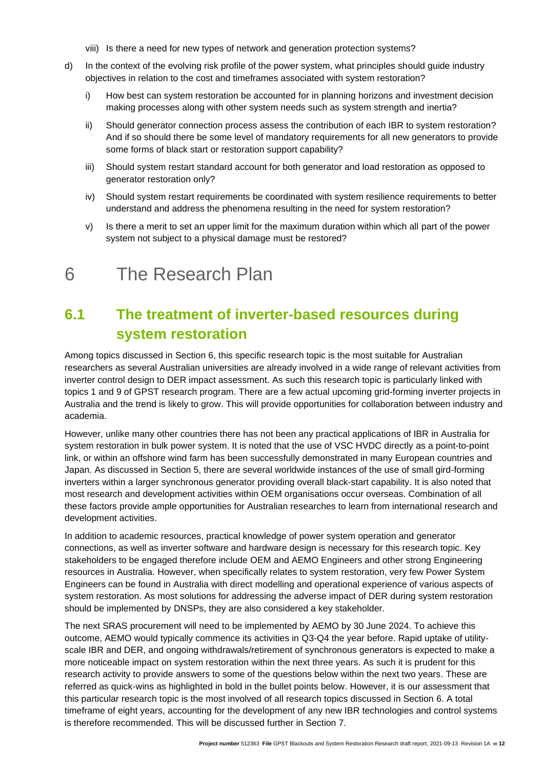viii) Is there a need for new types of network and generation protection systems?

d) In the context of the evolving risk profile of the power system, what principles should guide industry objectives in relation to the cost and timeframes associated with system restoration?

  i) How best can system restoration be accounted for in planning horizons and investment decision making processes along with other system needs such as system strength and inertia?

  ii) Should generator connection process assess the contribution of each IBR to system restoration? And if so should there be some level of mandatory requirements for all new generators to provide some forms of black start or restoration support capability?

  iii) Should system restart standard account for both generator and load restoration as opposed to generator restoration only?

  iv) Should system restart requirements be coordinated with system resilience requirements to better understand and address the phenomena resulting in the need for system restoration?

  v) Is there a merit to set an upper limit for the maximum duration within which all part of the power system not subject to a physical damage must be restored?

# 6 The Research Plan

## 6.1 The treatment of inverter-based resources during system restoration

Among topics discussed in Section 6, this specific research topic is the most suitable for Australian researchers as several Australian universities are already involved in a wide range of relevant activities from inverter control design to DER impact assessment. As such this research topic is particularly linked with topics 1 and 9 of GPST research program. There are a few actual upcoming grid-forming inverter projects in Australia and the trend is likely to grow. This will provide opportunities for collaboration between industry and academia.

However, unlike many other countries there has not been any practical applications of IBR in Australia for system restoration in bulk power system. It is noted that the use of VSC HVDC directly as a point-to-point link, or within an offshore wind farm has been successfully demonstrated in many European countries and Japan. As discussed in Section 5, there are several worldwide instances of the use of small gird-forming inverters within a larger synchronous generator providing overall black-start capability. It is also noted that most research and development activities within OEM organisations occur overseas. Combination of all these factors provide ample opportunities for Australian researches to learn from international research and development activities.

In addition to academic resources, practical knowledge of power system operation and generator connections, as well as inverter software and hardware design is necessary for this research topic. Key stakeholders to be engaged therefore include OEM and AEMO Engineers and other strong Engineering resources in Australia. However, when specifically relates to system restoration, very few Power System Engineers can be found in Australia with direct modelling and operational experience of various aspects of system restoration. As most solutions for addressing the adverse impact of DER during system restoration should be implemented by DNSPs, they are also considered a key stakeholder.

The next SRAS procurement will need to be implemented by AEMO by 30 June 2024. To achieve this outcome, AEMO would typically commence its activities in Q3-Q4 the year before. Rapid uptake of utility-scale IBR and DER, and ongoing withdrawals/retirement of synchronous generators is expected to make a more noticeable impact on system restoration within the next three years. As such it is prudent for this research activity to provide answers to some of the questions below within the next two years. These are referred as quick-wins as highlighted in bold in the bullet points below. However, it is our assessment that this particular research topic is the most involved of all research topics discussed in Section 6. A total timeframe of eight years, accounting for the development of any new IBR technologies and control systems is therefore recommended. This will be discussed further in Section 7.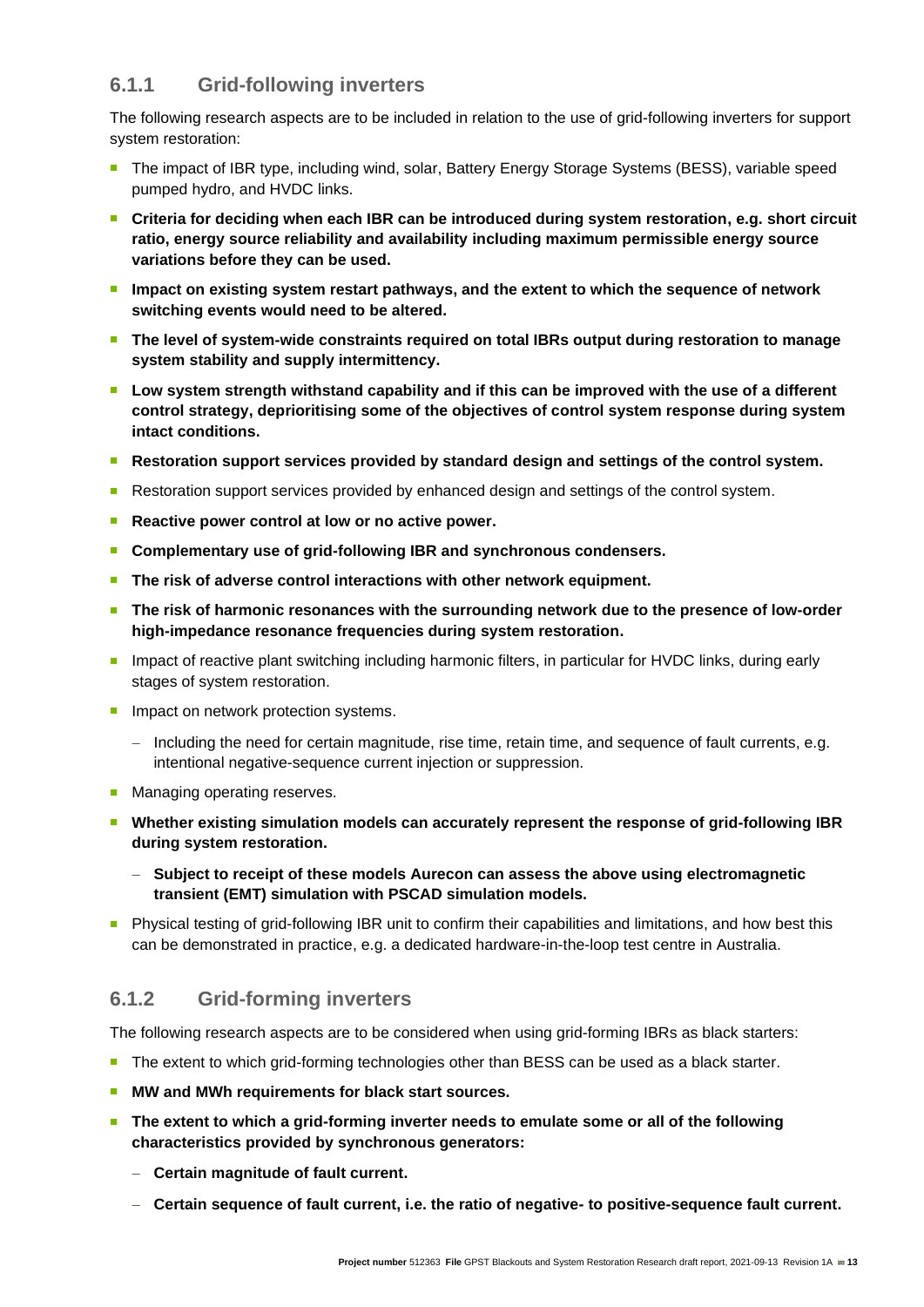### 6.1.1 Grid-following inverters

The following research aspects are to be included in relation to the use of grid-following inverters for support system restoration:

- The impact of IBR type, including wind, solar, Battery Energy Storage Systems (BESS), variable speed pumped hydro, and HVDC links.
- **Criteria for deciding when each IBR can be introduced during system restoration, e.g. short circuit ratio, energy source reliability and availability including maximum permissible energy source variations before they can be used.**
- **Impact on existing system restart pathways, and the extent to which the sequence of network switching events would need to be altered.**
- **The level of system-wide constraints required on total IBRs output during restoration to manage system stability and supply intermittency.**
- **Low system strength withstand capability and if this can be improved with the use of a different control strategy, deprioritising some of the objectives of control system response during system intact conditions.**
- **Restoration support services provided by standard design and settings of the control system.**
- Restoration support services provided by enhanced design and settings of the control system.
- **Reactive power control at low or no active power.**
- **Complementary use of grid-following IBR and synchronous condensers.**
- **The risk of adverse control interactions with other network equipment.**
- **The risk of harmonic resonances with the surrounding network due to the presence of low-order high-impedance resonance frequencies during system restoration.**
- Impact of reactive plant switching including harmonic filters, in particular for HVDC links, during early stages of system restoration.
- Impact on network protection systems.
  - Including the need for certain magnitude, rise time, retain time, and sequence of fault currents, e.g. intentional negative-sequence current injection or suppression.
- Managing operating reserves.
- **Whether existing simulation models can accurately represent the response of grid-following IBR during system restoration.**
  - **Subject to receipt of these models Aurecon can assess the above using electromagnetic transient (EMT) simulation with PSCAD simulation models.**
- Physical testing of grid-following IBR unit to confirm their capabilities and limitations, and how best this can be demonstrated in practice, e.g. a dedicated hardware-in-the-loop test centre in Australia.

### 6.1.2 Grid-forming inverters

The following research aspects are to be considered when using grid-forming IBRs as black starters:

- The extent to which grid-forming technologies other than BESS can be used as a black starter.
- **MW and MWh requirements for black start sources.**
- **The extent to which a grid-forming inverter needs to emulate some or all of the following characteristics provided by synchronous generators:**
  - **Certain magnitude of fault current.**
  - **Certain sequence of fault current, i.e. the ratio of negative- to positive-sequence fault current.**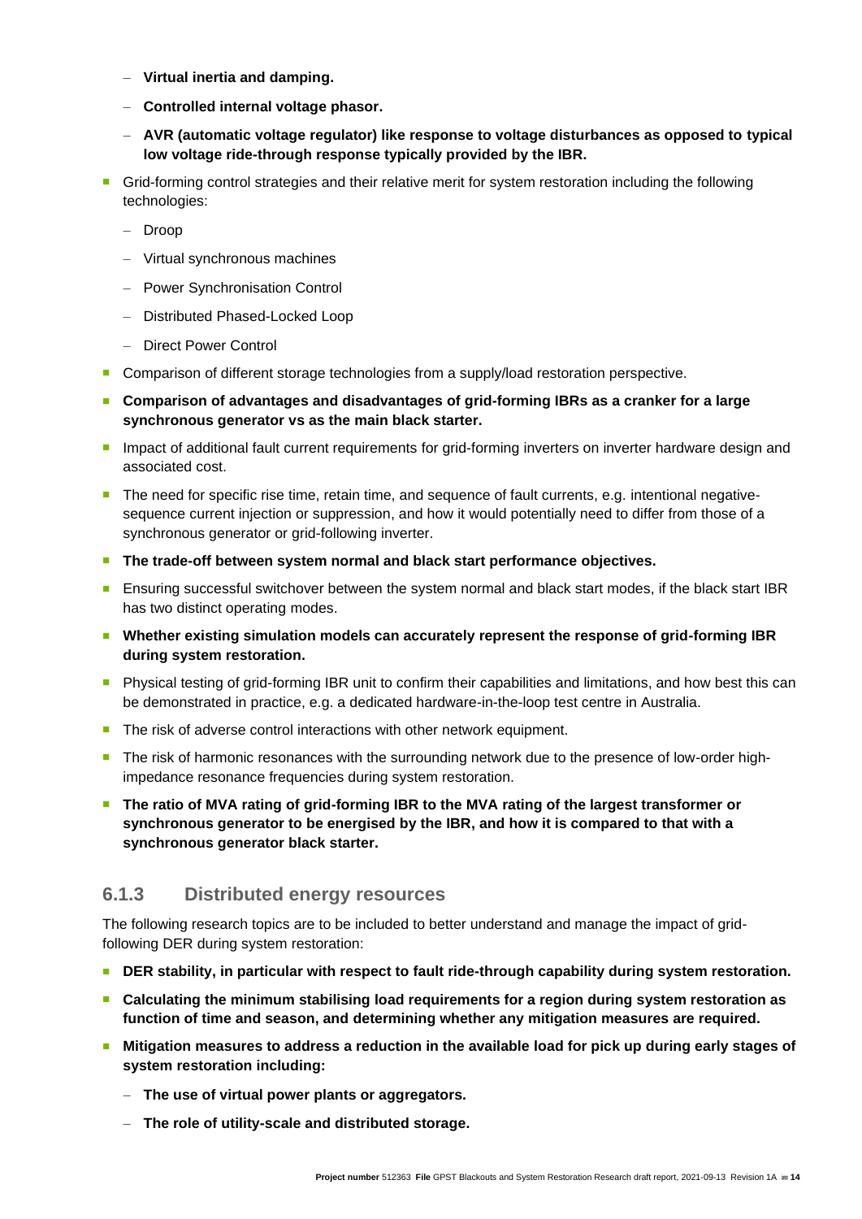- **Virtual inertia and damping.**
  - **Controlled internal voltage phasor.**
  - **AVR (automatic voltage regulator) like response to voltage disturbances as opposed to typical low voltage ride-through response typically provided by the IBR.**
- Grid-forming control strategies and their relative merit for system restoration including the following technologies:
  - Droop
  - Virtual synchronous machines
  - Power Synchronisation Control
  - Distributed Phased-Locked Loop
  - Direct Power Control
- Comparison of different storage technologies from a supply/load restoration perspective.
- **Comparison of advantages and disadvantages of grid-forming IBRs as a cranker for a large synchronous generator vs as the main black starter.**
- Impact of additional fault current requirements for grid-forming inverters on inverter hardware design and associated cost.
- The need for specific rise time, retain time, and sequence of fault currents, e.g. intentional negative-sequence current injection or suppression, and how it would potentially need to differ from those of a synchronous generator or grid-following inverter.
- **The trade-off between system normal and black start performance objectives.**
- Ensuring successful switchover between the system normal and black start modes, if the black start IBR has two distinct operating modes.
- **Whether existing simulation models can accurately represent the response of grid-forming IBR during system restoration.**
- Physical testing of grid-forming IBR unit to confirm their capabilities and limitations, and how best this can be demonstrated in practice, e.g. a dedicated hardware-in-the-loop test centre in Australia.
- The risk of adverse control interactions with other network equipment.
- The risk of harmonic resonances with the surrounding network due to the presence of low-order high-impedance resonance frequencies during system restoration.
- **The ratio of MVA rating of grid-forming IBR to the MVA rating of the largest transformer or synchronous generator to be energised by the IBR, and how it is compared to that with a synchronous generator black starter.**

### 6.1.3 Distributed energy resources

The following research topics are to be included to better understand and manage the impact of grid-following DER during system restoration:

- **DER stability, in particular with respect to fault ride-through capability during system restoration.**
- **Calculating the minimum stabilising load requirements for a region during system restoration as function of time and season, and determining whether any mitigation measures are required.**
- **Mitigation measures to address a reduction in the available load for pick up during early stages of system restoration including:**
  - **The use of virtual power plants or aggregators.**
  - **The role of utility-scale and distributed storage.**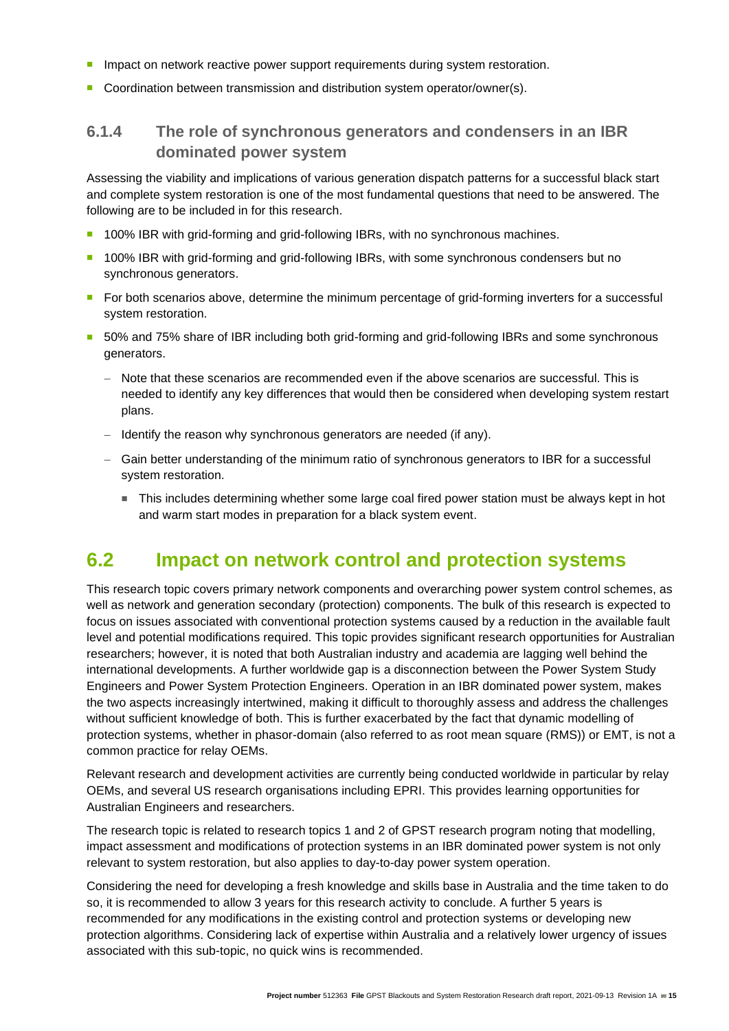- Impact on network reactive power support requirements during system restoration.
- Coordination between transmission and distribution system operator/owner(s).

### 6.1.4 The role of synchronous generators and condensers in an IBR dominated power system

Assessing the viability and implications of various generation dispatch patterns for a successful black start and complete system restoration is one of the most fundamental questions that need to be answered. The following are to be included in for this research.

- 100% IBR with grid-forming and grid-following IBRs, with no synchronous machines.
- 100% IBR with grid-forming and grid-following IBRs, with some synchronous condensers but no synchronous generators.
- For both scenarios above, determine the minimum percentage of grid-forming inverters for a successful system restoration.
- 50% and 75% share of IBR including both grid-forming and grid-following IBRs and some synchronous generators.
  - Note that these scenarios are recommended even if the above scenarios are successful. This is needed to identify any key differences that would then be considered when developing system restart plans.
  - Identify the reason why synchronous generators are needed (if any).
  - Gain better understanding of the minimum ratio of synchronous generators to IBR for a successful system restoration.
    - This includes determining whether some large coal fired power station must be always kept in hot and warm start modes in preparation for a black system event.

## 6.2 Impact on network control and protection systems

This research topic covers primary network components and overarching power system control schemes, as well as network and generation secondary (protection) components. The bulk of this research is expected to focus on issues associated with conventional protection systems caused by a reduction in the available fault level and potential modifications required. This topic provides significant research opportunities for Australian researchers; however, it is noted that both Australian industry and academia are lagging well behind the international developments. A further worldwide gap is a disconnection between the Power System Study Engineers and Power System Protection Engineers. Operation in an IBR dominated power system, makes the two aspects increasingly intertwined, making it difficult to thoroughly assess and address the challenges without sufficient knowledge of both. This is further exacerbated by the fact that dynamic modelling of protection systems, whether in phasor-domain (also referred to as root mean square (RMS)) or EMT, is not a common practice for relay OEMs.

Relevant research and development activities are currently being conducted worldwide in particular by relay OEMs, and several US research organisations including EPRI. This provides learning opportunities for Australian Engineers and researchers.

The research topic is related to research topics 1 and 2 of GPST research program noting that modelling, impact assessment and modifications of protection systems in an IBR dominated power system is not only relevant to system restoration, but also applies to day-to-day power system operation.

Considering the need for developing a fresh knowledge and skills base in Australia and the time taken to do so, it is recommended to allow 3 years for this research activity to conclude. A further 5 years is recommended for any modifications in the existing control and protection systems or developing new protection algorithms. Considering lack of expertise within Australia and a relatively lower urgency of issues associated with this sub-topic, no quick wins is recommended.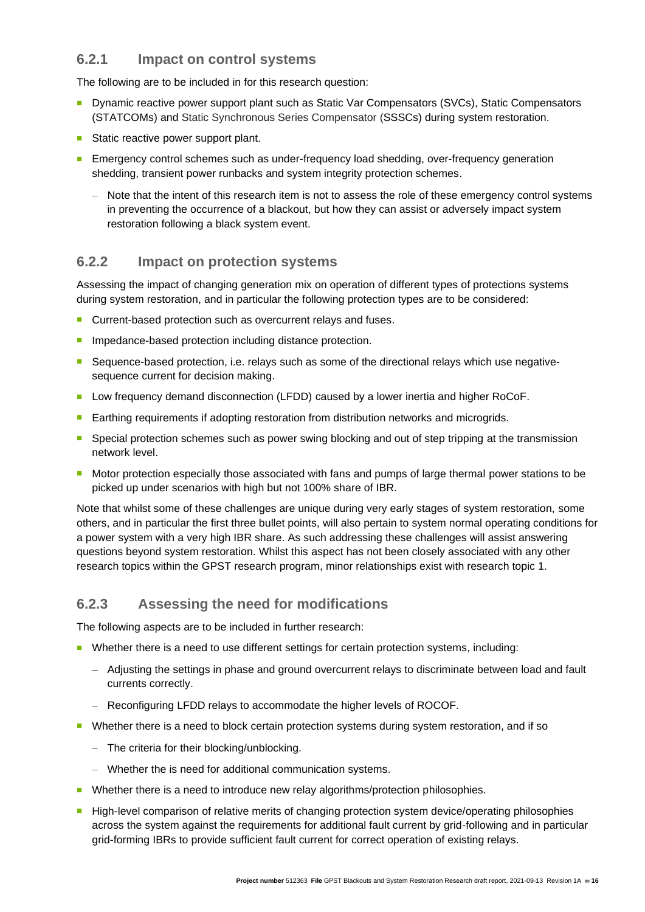### 6.2.1 Impact on control systems

The following are to be included in for this research question:

- Dynamic reactive power support plant such as Static Var Compensators (SVCs), Static Compensators (STATCOMs) and Static Synchronous Series Compensator (SSSCs) during system restoration.
- Static reactive power support plant.
- Emergency control schemes such as under-frequency load shedding, over-frequency generation shedding, transient power runbacks and system integrity protection schemes.
  - Note that the intent of this research item is not to assess the role of these emergency control systems in preventing the occurrence of a blackout, but how they can assist or adversely impact system restoration following a black system event.

### 6.2.2 Impact on protection systems

Assessing the impact of changing generation mix on operation of different types of protections systems during system restoration, and in particular the following protection types are to be considered:

- Current-based protection such as overcurrent relays and fuses.
- Impedance-based protection including distance protection.
- Sequence-based protection, i.e. relays such as some of the directional relays which use negative-sequence current for decision making.
- Low frequency demand disconnection (LFDD) caused by a lower inertia and higher RoCoF.
- Earthing requirements if adopting restoration from distribution networks and microgrids.
- Special protection schemes such as power swing blocking and out of step tripping at the transmission network level.
- Motor protection especially those associated with fans and pumps of large thermal power stations to be picked up under scenarios with high but not 100% share of IBR.

Note that whilst some of these challenges are unique during very early stages of system restoration, some others, and in particular the first three bullet points, will also pertain to system normal operating conditions for a power system with a very high IBR share. As such addressing these challenges will assist answering questions beyond system restoration. Whilst this aspect has not been closely associated with any other research topics within the GPST research program, minor relationships exist with research topic 1.

### 6.2.3 Assessing the need for modifications

The following aspects are to be included in further research:

- Whether there is a need to use different settings for certain protection systems, including:
  - Adjusting the settings in phase and ground overcurrent relays to discriminate between load and fault currents correctly.
  - Reconfiguring LFDD relays to accommodate the higher levels of ROCOF.
- Whether there is a need to block certain protection systems during system restoration, and if so
  - The criteria for their blocking/unblocking.
  - Whether the is need for additional communication systems.
- Whether there is a need to introduce new relay algorithms/protection philosophies.
- High-level comparison of relative merits of changing protection system device/operating philosophies across the system against the requirements for additional fault current by grid-following and in particular grid-forming IBRs to provide sufficient fault current for correct operation of existing relays.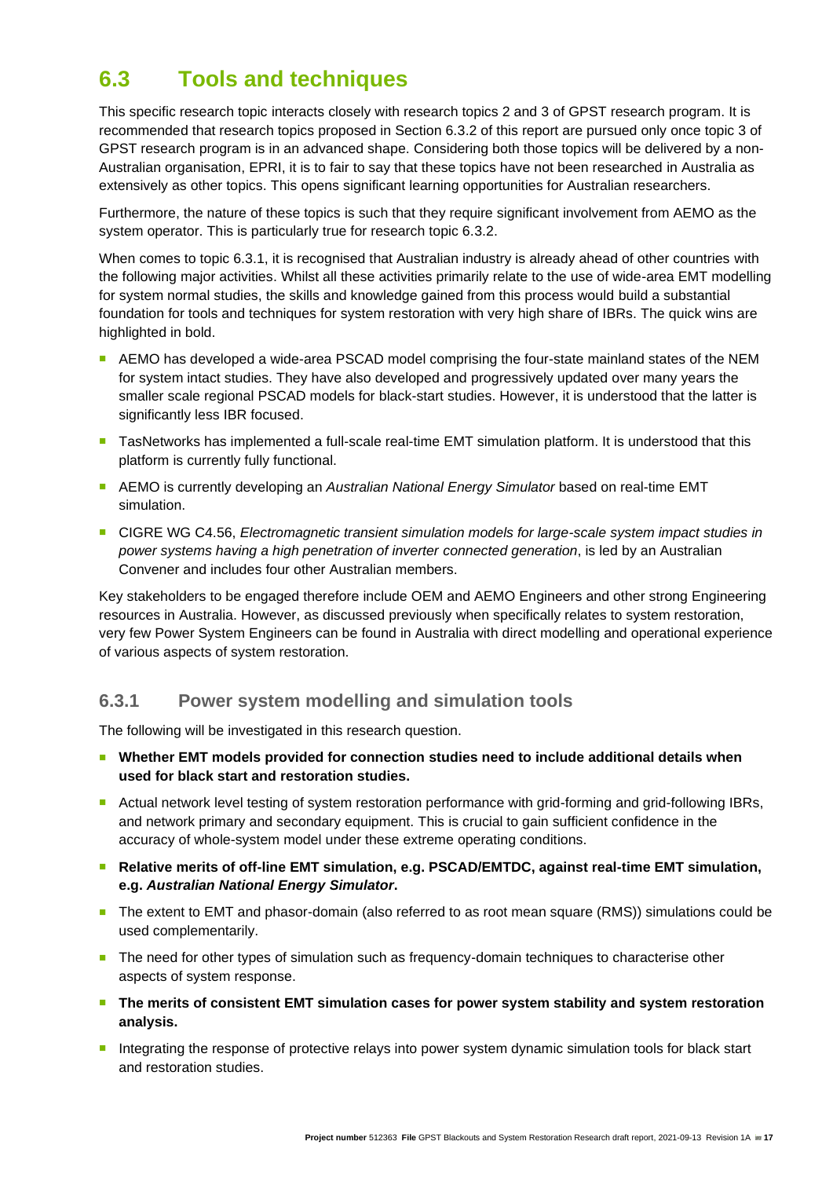## 6.3 Tools and techniques

This specific research topic interacts closely with research topics 2 and 3 of GPST research program. It is recommended that research topics proposed in Section 6.3.2 of this report are pursued only once topic 3 of GPST research program is in an advanced shape. Considering both those topics will be delivered by a non-Australian organisation, EPRI, it is to fair to say that these topics have not been researched in Australia as extensively as other topics. This opens significant learning opportunities for Australian researchers.

Furthermore, the nature of these topics is such that they require significant involvement from AEMO as the system operator. This is particularly true for research topic 6.3.2.

When comes to topic 6.3.1, it is recognised that Australian industry is already ahead of other countries with the following major activities. Whilst all these activities primarily relate to the use of wide-area EMT modelling for system normal studies, the skills and knowledge gained from this process would build a substantial foundation for tools and techniques for system restoration with very high share of IBRs. The quick wins are highlighted in bold.

- AEMO has developed a wide-area PSCAD model comprising the four-state mainland states of the NEM for system intact studies. They have also developed and progressively updated over many years the smaller scale regional PSCAD models for black-start studies. However, it is understood that the latter is significantly less IBR focused.
- TasNetworks has implemented a full-scale real-time EMT simulation platform. It is understood that this platform is currently fully functional.
- AEMO is currently developing an *Australian National Energy Simulator* based on real-time EMT simulation.
- CIGRE WG C4.56, *Electromagnetic transient simulation models for large-scale system impact studies in power systems having a high penetration of inverter connected generation*, is led by an Australian Convener and includes four other Australian members.

Key stakeholders to be engaged therefore include OEM and AEMO Engineers and other strong Engineering resources in Australia. However, as discussed previously when specifically relates to system restoration, very few Power System Engineers can be found in Australia with direct modelling and operational experience of various aspects of system restoration.

### 6.3.1 Power system modelling and simulation tools

The following will be investigated in this research question.

- **Whether EMT models provided for connection studies need to include additional details when used for black start and restoration studies.**
- Actual network level testing of system restoration performance with grid-forming and grid-following IBRs, and network primary and secondary equipment. This is crucial to gain sufficient confidence in the accuracy of whole-system model under these extreme operating conditions.
- **Relative merits of off-line EMT simulation, e.g. PSCAD/EMTDC, against real-time EMT simulation, e.g. *Australian National Energy Simulator*.**
- The extent to EMT and phasor-domain (also referred to as root mean square (RMS)) simulations could be used complementarily.
- The need for other types of simulation such as frequency-domain techniques to characterise other aspects of system response.
- **The merits of consistent EMT simulation cases for power system stability and system restoration analysis.**
- Integrating the response of protective relays into power system dynamic simulation tools for black start and restoration studies.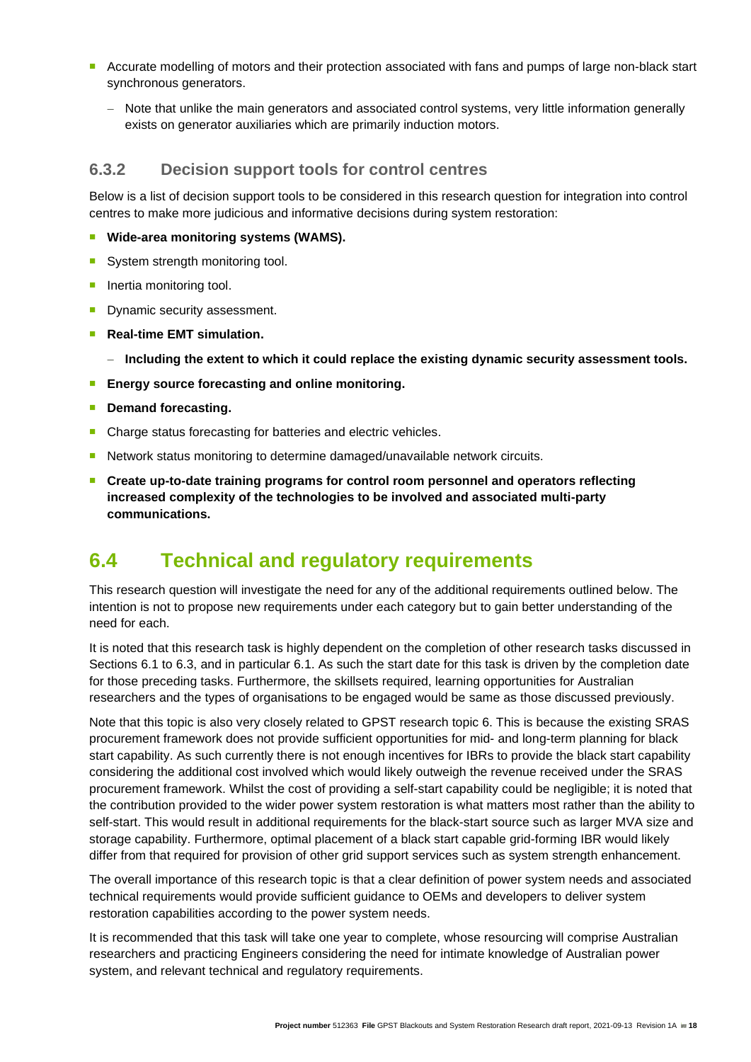- Accurate modelling of motors and their protection associated with fans and pumps of large non-black start synchronous generators.
  - Note that unlike the main generators and associated control systems, very little information generally exists on generator auxiliaries which are primarily induction motors.

### 6.3.2 Decision support tools for control centres

Below is a list of decision support tools to be considered in this research question for integration into control centres to make more judicious and informative decisions during system restoration:

- **Wide-area monitoring systems (WAMS).**
- System strength monitoring tool.
- Inertia monitoring tool.
- Dynamic security assessment.
- **Real-time EMT simulation.**
  - **Including the extent to which it could replace the existing dynamic security assessment tools.**
- **Energy source forecasting and online monitoring.**
- **Demand forecasting.**
- Charge status forecasting for batteries and electric vehicles.
- Network status monitoring to determine damaged/unavailable network circuits.
- **Create up-to-date training programs for control room personnel and operators reflecting increased complexity of the technologies to be involved and associated multi-party communications.**

## 6.4 Technical and regulatory requirements

This research question will investigate the need for any of the additional requirements outlined below. The intention is not to propose new requirements under each category but to gain better understanding of the need for each.

It is noted that this research task is highly dependent on the completion of other research tasks discussed in Sections 6.1 to 6.3, and in particular 6.1. As such the start date for this task is driven by the completion date for those preceding tasks. Furthermore, the skillsets required, learning opportunities for Australian researchers and the types of organisations to be engaged would be same as those discussed previously.

Note that this topic is also very closely related to GPST research topic 6. This is because the existing SRAS procurement framework does not provide sufficient opportunities for mid- and long-term planning for black start capability. As such currently there is not enough incentives for IBRs to provide the black start capability considering the additional cost involved which would likely outweigh the revenue received under the SRAS procurement framework. Whilst the cost of providing a self-start capability could be negligible; it is noted that the contribution provided to the wider power system restoration is what matters most rather than the ability to self-start. This would result in additional requirements for the black-start source such as larger MVA size and storage capability. Furthermore, optimal placement of a black start capable grid-forming IBR would likely differ from that required for provision of other grid support services such as system strength enhancement.

The overall importance of this research topic is that a clear definition of power system needs and associated technical requirements would provide sufficient guidance to OEMs and developers to deliver system restoration capabilities according to the power system needs.

It is recommended that this task will take one year to complete, whose resourcing will comprise Australian researchers and practicing Engineers considering the need for intimate knowledge of Australian power system, and relevant technical and regulatory requirements.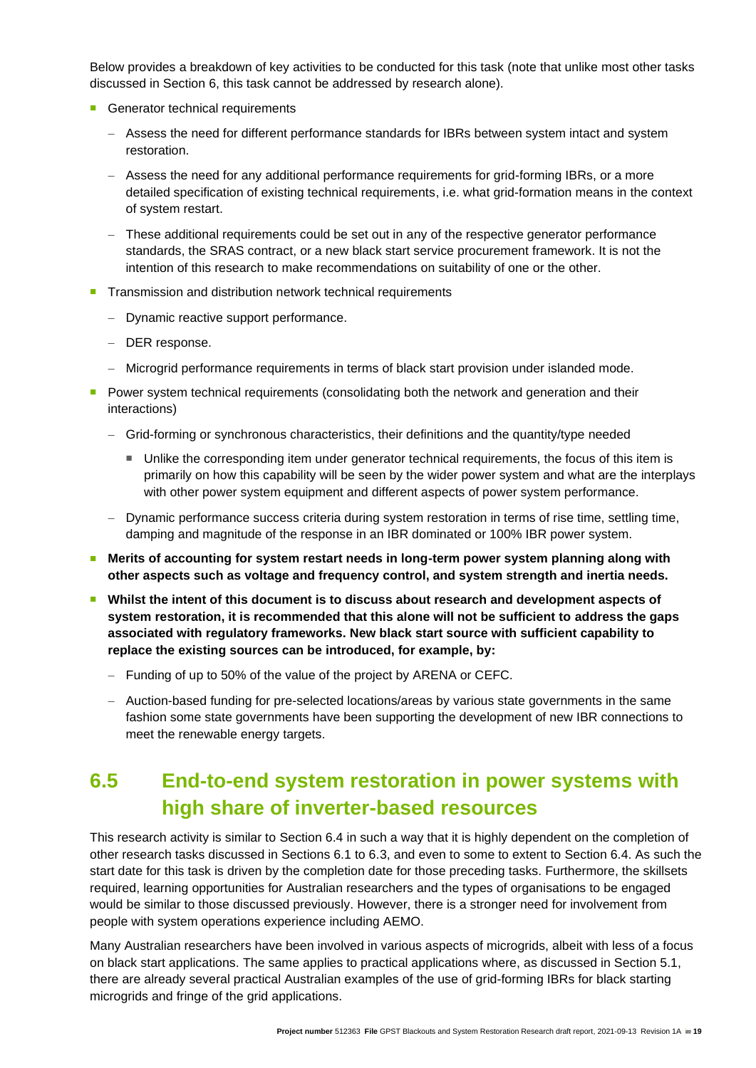Below provides a breakdown of key activities to be conducted for this task (note that unlike most other tasks discussed in Section 6, this task cannot be addressed by research alone).

- Generator technical requirements
  - Assess the need for different performance standards for IBRs between system intact and system restoration.
  - Assess the need for any additional performance requirements for grid-forming IBRs, or a more detailed specification of existing technical requirements, i.e. what grid-formation means in the context of system restart.
  - These additional requirements could be set out in any of the respective generator performance standards, the SRAS contract, or a new black start service procurement framework. It is not the intention of this research to make recommendations on suitability of one or the other.
- Transmission and distribution network technical requirements
  - Dynamic reactive support performance.
  - DER response.
  - Microgrid performance requirements in terms of black start provision under islanded mode.
- Power system technical requirements (consolidating both the network and generation and their interactions)
  - Grid-forming or synchronous characteristics, their definitions and the quantity/type needed
    - Unlike the corresponding item under generator technical requirements, the focus of this item is primarily on how this capability will be seen by the wider power system and what are the interplays with other power system equipment and different aspects of power system performance.
  - Dynamic performance success criteria during system restoration in terms of rise time, settling time, damping and magnitude of the response in an IBR dominated or 100% IBR power system.
- **Merits of accounting for system restart needs in long-term power system planning along with other aspects such as voltage and frequency control, and system strength and inertia needs.**
- **Whilst the intent of this document is to discuss about research and development aspects of system restoration, it is recommended that this alone will not be sufficient to address the gaps associated with regulatory frameworks. New black start source with sufficient capability to replace the existing sources can be introduced, for example, by:**
  - Funding of up to 50% of the value of the project by ARENA or CEFC.
  - Auction-based funding for pre-selected locations/areas by various state governments in the same fashion some state governments have been supporting the development of new IBR connections to meet the renewable energy targets.

## 6.5 End-to-end system restoration in power systems with high share of inverter-based resources

This research activity is similar to Section 6.4 in such a way that it is highly dependent on the completion of other research tasks discussed in Sections 6.1 to 6.3, and even to some to extent to Section 6.4. As such the start date for this task is driven by the completion date for those preceding tasks. Furthermore, the skillsets required, learning opportunities for Australian researchers and the types of organisations to be engaged would be similar to those discussed previously. However, there is a stronger need for involvement from people with system operations experience including AEMO.

Many Australian researchers have been involved in various aspects of microgrids, albeit with less of a focus on black start applications. The same applies to practical applications where, as discussed in Section 5.1, there are already several practical Australian examples of the use of grid-forming IBRs for black starting microgrids and fringe of the grid applications.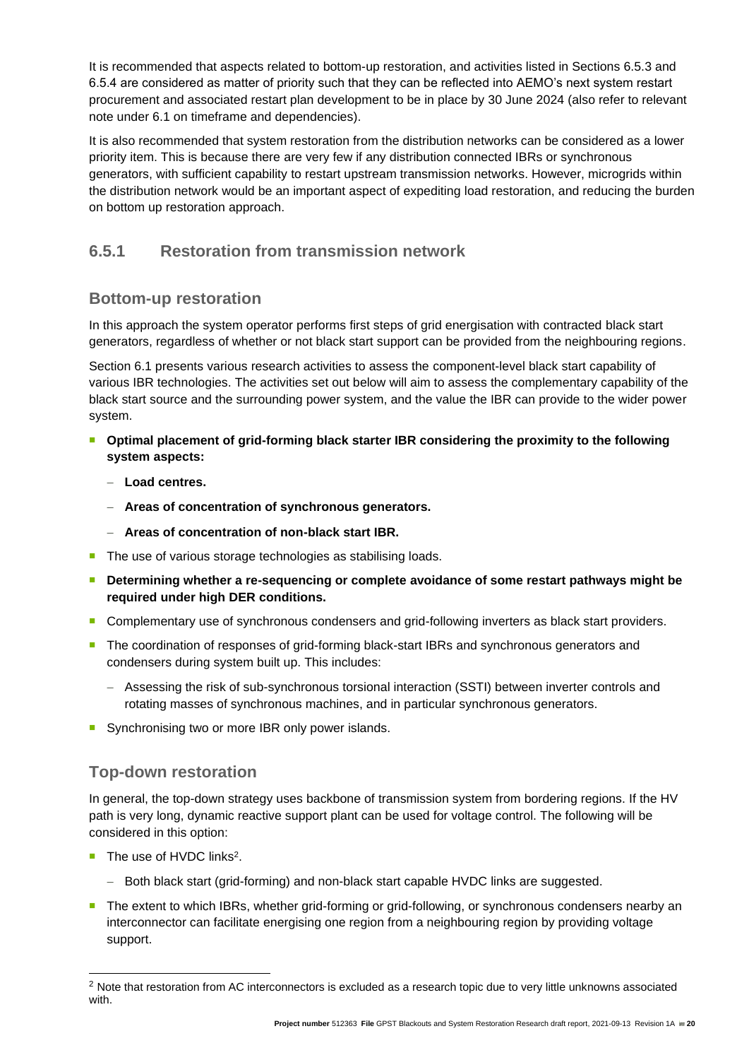It is recommended that aspects related to bottom-up restoration, and activities listed in Sections 6.5.3 and 6.5.4 are considered as matter of priority such that they can be reflected into AEMO's next system restart procurement and associated restart plan development to be in place by 30 June 2024 (also refer to relevant note under 6.1 on timeframe and dependencies).

It is also recommended that system restoration from the distribution networks can be considered as a lower priority item. This is because there are very few if any distribution connected IBRs or synchronous generators, with sufficient capability to restart upstream transmission networks. However, microgrids within the distribution network would be an important aspect of expediting load restoration, and reducing the burden on bottom up restoration approach.

### 6.5.1 Restoration from transmission network

#### Bottom-up restoration

In this approach the system operator performs first steps of grid energisation with contracted black start generators, regardless of whether or not black start support can be provided from the neighbouring regions.

Section 6.1 presents various research activities to assess the component-level black start capability of various IBR technologies. The activities set out below will aim to assess the complementary capability of the black start source and the surrounding power system, and the value the IBR can provide to the wider power system.

- **Optimal placement of grid-forming black starter IBR considering the proximity to the following system aspects:**
  - **Load centres.**
  - **Areas of concentration of synchronous generators.**
  - **Areas of concentration of non-black start IBR.**
- The use of various storage technologies as stabilising loads.
- **Determining whether a re-sequencing or complete avoidance of some restart pathways might be required under high DER conditions.**
- Complementary use of synchronous condensers and grid-following inverters as black start providers.
- The coordination of responses of grid-forming black-start IBRs and synchronous generators and condensers during system built up. This includes:
  - Assessing the risk of sub-synchronous torsional interaction (SSTI) between inverter controls and rotating masses of synchronous machines, and in particular synchronous generators.
- Synchronising two or more IBR only power islands.

#### Top-down restoration

In general, the top-down strategy uses backbone of transmission system from bordering regions. If the HV path is very long, dynamic reactive support plant can be used for voltage control. The following will be considered in this option:

- The use of HVDC links[2].
  - Both black start (grid-forming) and non-black start capable HVDC links are suggested.
- The extent to which IBRs, whether grid-forming or grid-following, or synchronous condensers nearby an interconnector can facilitate energising one region from a neighbouring region by providing voltage support.

[2] Note that restoration from AC interconnectors is excluded as a research topic due to very little unknowns associated with.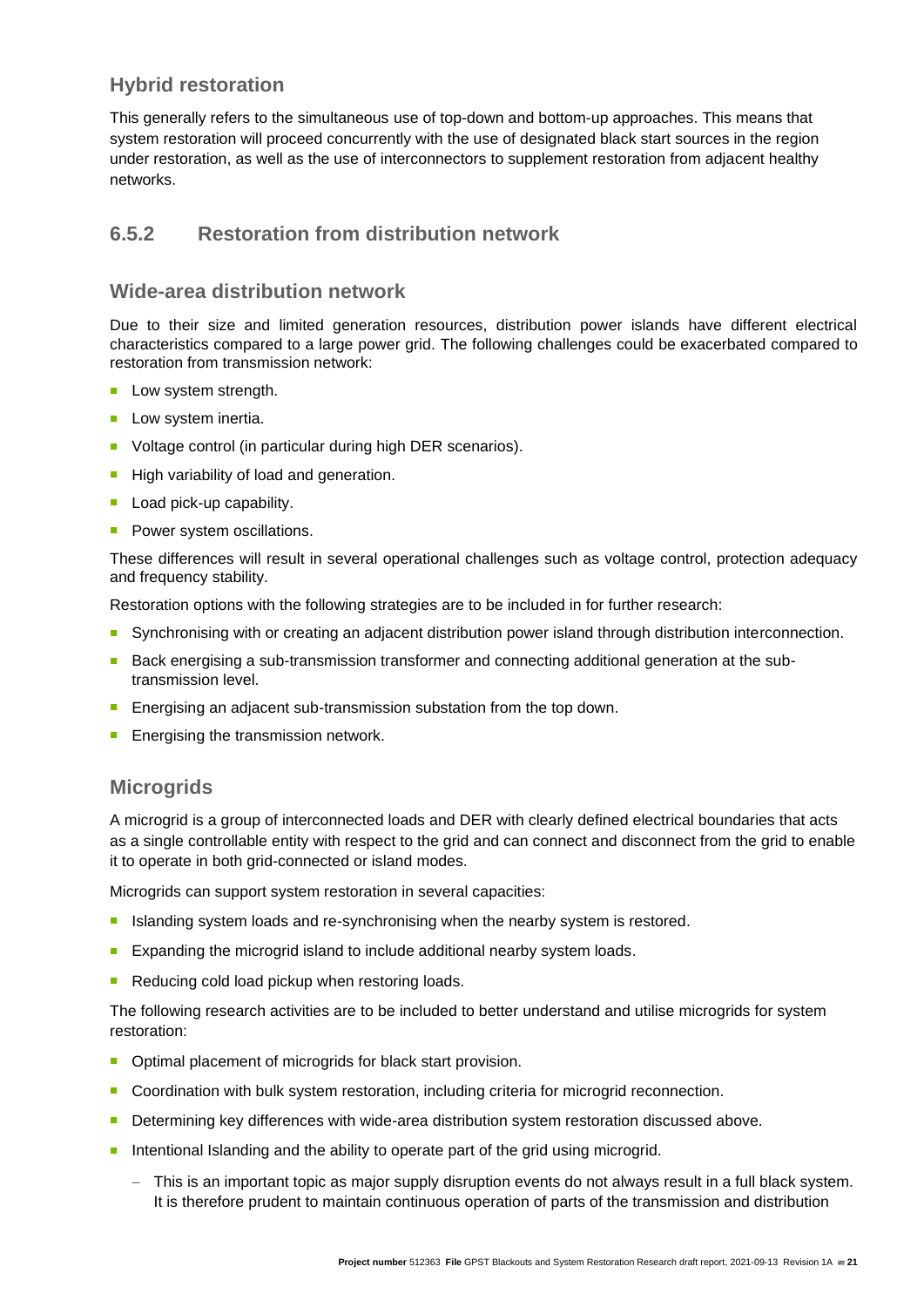### Hybrid restoration

This generally refers to the simultaneous use of top-down and bottom-up approaches. This means that system restoration will proceed concurrently with the use of designated black start sources in the region under restoration, as well as the use of interconnectors to supplement restoration from adjacent healthy networks.

## 6.5.2 Restoration from distribution network

### Wide-area distribution network

Due to their size and limited generation resources, distribution power islands have different electrical characteristics compared to a large power grid. The following challenges could be exacerbated compared to restoration from transmission network:

- Low system strength.
- Low system inertia.
- Voltage control (in particular during high DER scenarios).
- High variability of load and generation.
- Load pick-up capability.
- Power system oscillations.

These differences will result in several operational challenges such as voltage control, protection adequacy and frequency stability.

Restoration options with the following strategies are to be included in for further research:

- Synchronising with or creating an adjacent distribution power island through distribution interconnection.
- Back energising a sub-transmission transformer and connecting additional generation at the sub-transmission level.
- Energising an adjacent sub-transmission substation from the top down.
- Energising the transmission network.

### Microgrids

A microgrid is a group of interconnected loads and DER with clearly defined electrical boundaries that acts as a single controllable entity with respect to the grid and can connect and disconnect from the grid to enable it to operate in both grid-connected or island modes.

Microgrids can support system restoration in several capacities:

- Islanding system loads and re-synchronising when the nearby system is restored.
- Expanding the microgrid island to include additional nearby system loads.
- Reducing cold load pickup when restoring loads.

The following research activities are to be included to better understand and utilise microgrids for system restoration:

- Optimal placement of microgrids for black start provision.
- Coordination with bulk system restoration, including criteria for microgrid reconnection.
- Determining key differences with wide-area distribution system restoration discussed above.
- Intentional Islanding and the ability to operate part of the grid using microgrid.
  - This is an important topic as major supply disruption events do not always result in a full black system. It is therefore prudent to maintain continuous operation of parts of the transmission and distribution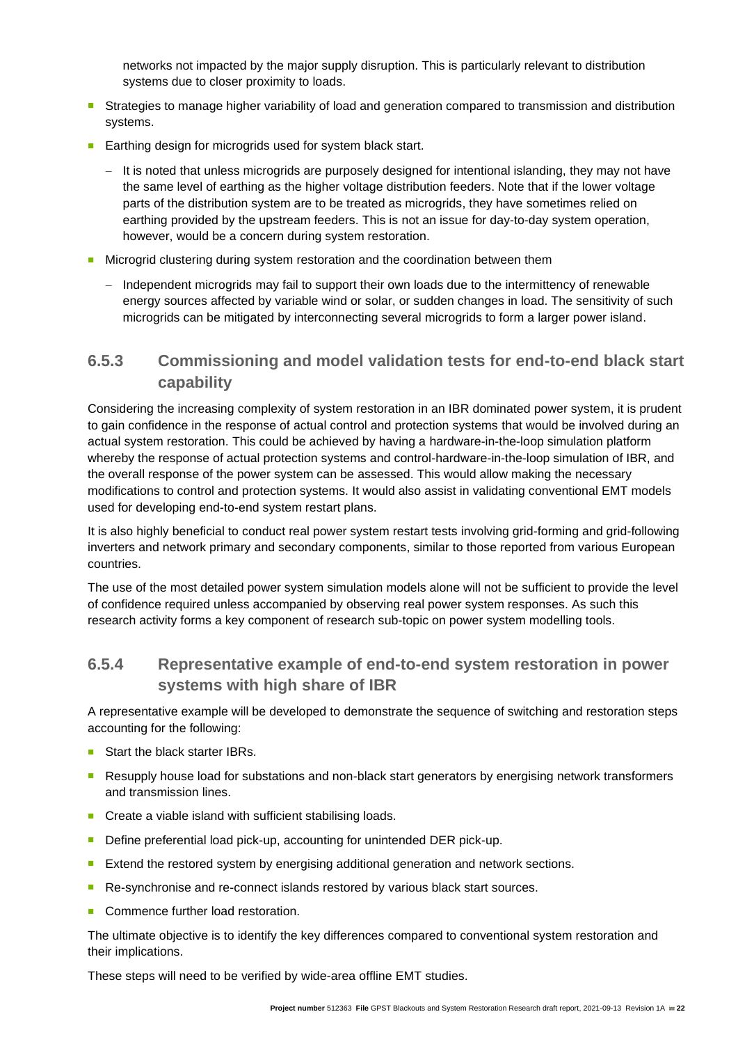networks not impacted by the major supply disruption. This is particularly relevant to distribution systems due to closer proximity to loads.

- Strategies to manage higher variability of load and generation compared to transmission and distribution systems.
- Earthing design for microgrids used for system black start.
  - It is noted that unless microgrids are purposely designed for intentional islanding, they may not have the same level of earthing as the higher voltage distribution feeders. Note that if the lower voltage parts of the distribution system are to be treated as microgrids, they have sometimes relied on earthing provided by the upstream feeders. This is not an issue for day-to-day system operation, however, would be a concern during system restoration.
- Microgrid clustering during system restoration and the coordination between them
  - Independent microgrids may fail to support their own loads due to the intermittency of renewable energy sources affected by variable wind or solar, or sudden changes in load. The sensitivity of such microgrids can be mitigated by interconnecting several microgrids to form a larger power island.

### 6.5.3 Commissioning and model validation tests for end-to-end black start capability

Considering the increasing complexity of system restoration in an IBR dominated power system, it is prudent to gain confidence in the response of actual control and protection systems that would be involved during an actual system restoration. This could be achieved by having a hardware-in-the-loop simulation platform whereby the response of actual protection systems and control-hardware-in-the-loop simulation of IBR, and the overall response of the power system can be assessed. This would allow making the necessary modifications to control and protection systems. It would also assist in validating conventional EMT models used for developing end-to-end system restart plans.

It is also highly beneficial to conduct real power system restart tests involving grid-forming and grid-following inverters and network primary and secondary components, similar to those reported from various European countries.

The use of the most detailed power system simulation models alone will not be sufficient to provide the level of confidence required unless accompanied by observing real power system responses. As such this research activity forms a key component of research sub-topic on power system modelling tools.

### 6.5.4 Representative example of end-to-end system restoration in power systems with high share of IBR

A representative example will be developed to demonstrate the sequence of switching and restoration steps accounting for the following:

- Start the black starter IBRs.
- Resupply house load for substations and non-black start generators by energising network transformers and transmission lines.
- Create a viable island with sufficient stabilising loads.
- Define preferential load pick-up, accounting for unintended DER pick-up.
- Extend the restored system by energising additional generation and network sections.
- Re-synchronise and re-connect islands restored by various black start sources.
- Commence further load restoration.

The ultimate objective is to identify the key differences compared to conventional system restoration and their implications.

These steps will need to be verified by wide-area offline EMT studies.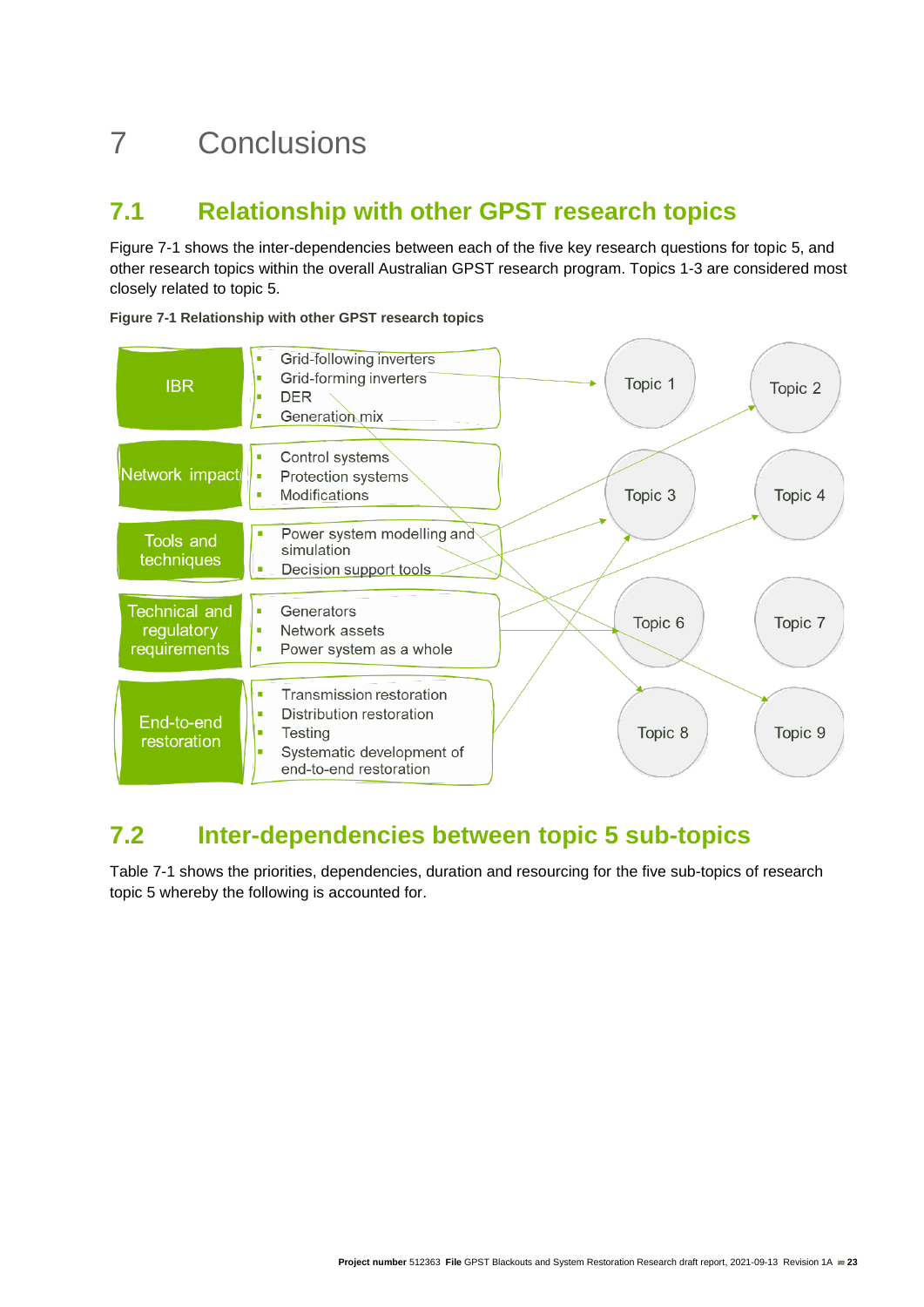# 7 Conclusions

## 7.1 Relationship with other GPST research topics

Figure 7-1 shows the inter-dependencies between each of the five key research questions for topic 5, and other research topics within the overall Australian GPST research program. Topics 1-3 are considered most closely related to topic 5.

**Figure 7-1 Relationship with other GPST research topics**

| Sub-topic | Areas |
|---|---|
| IBR | Grid-following inverters; Grid-forming inverters; DER; Generation mix |
| Network impact | Control systems; Protection systems; Modifications |
| Tools and techniques | Power system modelling and simulation; Decision support tools |
| Technical and regulatory requirements | Generators; Network assets; Power system as a whole |
| End-to-end restoration | Transmission restoration; Distribution restoration; Testing; Systematic development of end-to-end restoration |

Topic 1, Topic 2, Topic 3, Topic 4, Topic 6, Topic 7, Topic 8, Topic 9

## 7.2 Inter-dependencies between topic 5 sub-topics

Table 7-1 shows the priorities, dependencies, duration and resourcing for the five sub-topics of research topic 5 whereby the following is accounted for.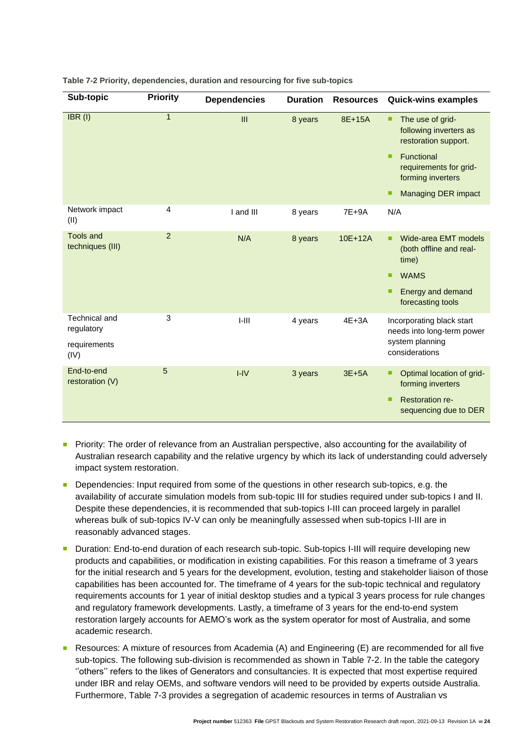**Table 7-2 Priority, dependencies, duration and resourcing for five sub-topics**

| Sub-topic | Priority | Dependencies | Duration | Resources | Quick-wins examples |
|---|---|---|---|---|---|
| IBR (I) | 1 | III | 8 years | 8E+15A | ▪ The use of grid-following inverters as restoration support.<br>▪ Functional requirements for grid-forming inverters<br>▪ Managing DER impact |
| Network impact (II) | 4 | I and III | 8 years | 7E+9A | N/A |
| Tools and techniques (III) | 2 | N/A | 8 years | 10E+12A | ▪ Wide-area EMT models (both offline and real-time)<br>▪ WAMS<br>▪ Energy and demand forecasting tools |
| Technical and regulatory requirements (IV) | 3 | I-III | 4 years | 4E+3A | Incorporating black start needs into long-term power system planning considerations |
| End-to-end restoration (V) | 5 | I-IV | 3 years | 3E+5A | ▪ Optimal location of grid-forming inverters<br>▪ Restoration re-sequencing due to DER |

- Priority: The order of relevance from an Australian perspective, also accounting for the availability of Australian research capability and the relative urgency by which its lack of understanding could adversely impact system restoration.
- Dependencies: Input required from some of the questions in other research sub-topics, e.g. the availability of accurate simulation models from sub-topic III for studies required under sub-topics I and II. Despite these dependencies, it is recommended that sub-topics I-III can proceed largely in parallel whereas bulk of sub-topics IV-V can only be meaningfully assessed when sub-topics I-III are in reasonably advanced stages.
- Duration: End-to-end duration of each research sub-topic. Sub-topics I-III will require developing new products and capabilities, or modification in existing capabilities. For this reason a timeframe of 3 years for the initial research and 5 years for the development, evolution, testing and stakeholder liaison of those capabilities has been accounted for. The timeframe of 4 years for the sub-topic technical and regulatory requirements accounts for 1 year of initial desktop studies and a typical 3 years process for rule changes and regulatory framework developments. Lastly, a timeframe of 3 years for the end-to-end system restoration largely accounts for AEMO's work as the system operator for most of Australia, and some academic research.
- Resources: A mixture of resources from Academia (A) and Engineering (E) are recommended for all five sub-topics. The following sub-division is recommended as shown in Table 7-2. In the table the category ''others'' refers to the likes of Generators and consultancies. It is expected that most expertise required under IBR and relay OEMs, and software vendors will need to be provided by experts outside Australia. Furthermore, Table 7-3 provides a segregation of academic resources in terms of Australian vs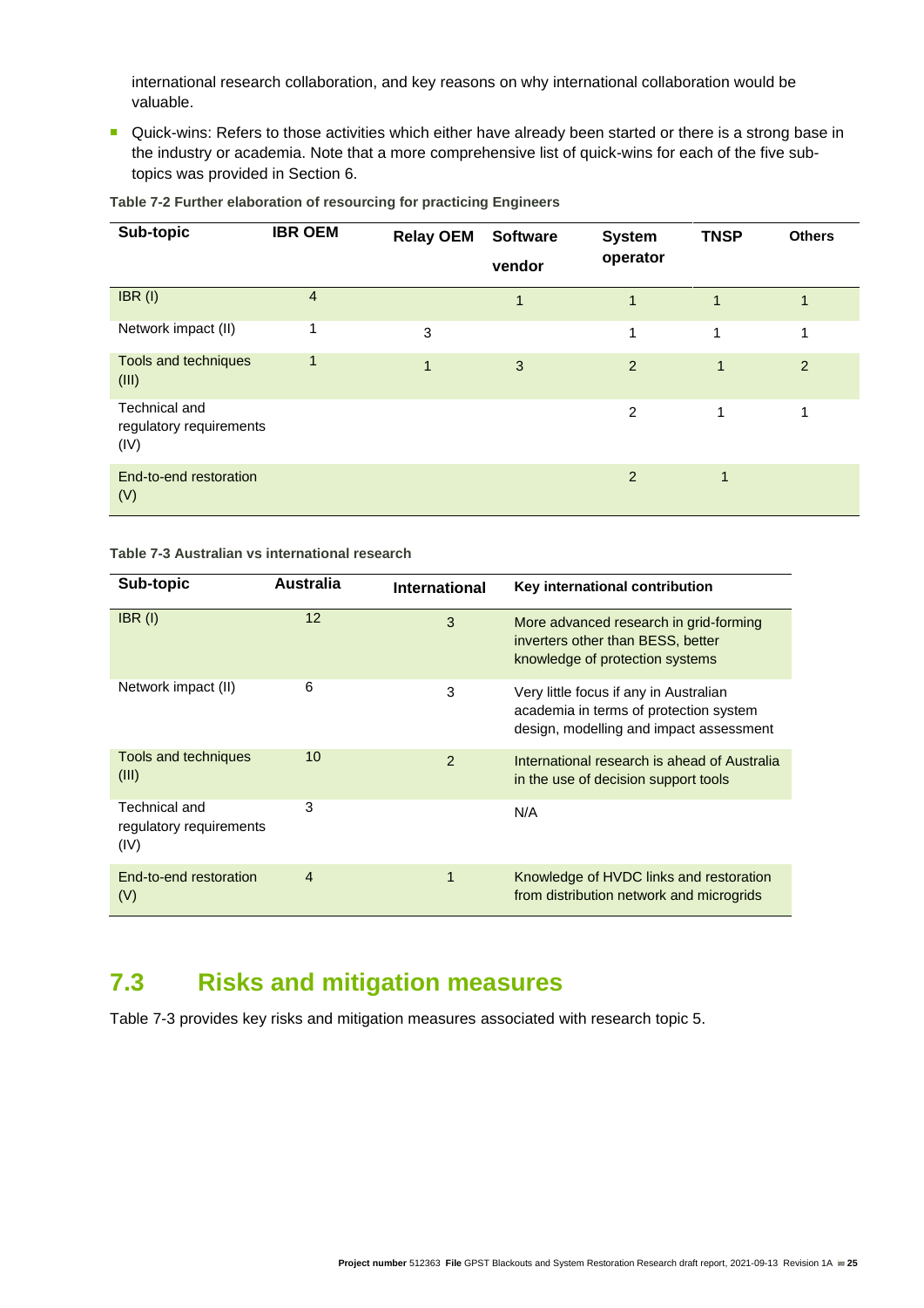international research collaboration, and key reasons on why international collaboration would be valuable.

- Quick-wins: Refers to those activities which either have already been started or there is a strong base in the industry or academia. Note that a more comprehensive list of quick-wins for each of the five sub-topics was provided in Section 6.

**Table 7-2 Further elaboration of resourcing for practicing Engineers**

| Sub-topic | IBR OEM | Relay OEM | Software vendor | System operator | TNSP | Others |
|---|---|---|---|---|---|---|
| IBR (I) | 4 | | 1 | 1 | 1 | 1 |
| Network impact (II) | 1 | 3 | | 1 | 1 | 1 |
| Tools and techniques (III) | 1 | 1 | 3 | 2 | 1 | 2 |
| Technical and regulatory requirements (IV) | | | | 2 | 1 | 1 |
| End-to-end restoration (V) | | | | 2 | 1 | |

**Table 7-3 Australian vs international research**

| Sub-topic | Australia | International | Key international contribution |
|---|---|---|---|
| IBR (I) | 12 | 3 | More advanced research in grid-forming inverters other than BESS, better knowledge of protection systems |
| Network impact (II) | 6 | 3 | Very little focus if any in Australian academia in terms of protection system design, modelling and impact assessment |
| Tools and techniques (III) | 10 | 2 | International research is ahead of Australia in the use of decision support tools |
| Technical and regulatory requirements (IV) | 3 | | N/A |
| End-to-end restoration (V) | 4 | 1 | Knowledge of HVDC links and restoration from distribution network and microgrids |

## 7.3 Risks and mitigation measures

Table 7-3 provides key risks and mitigation measures associated with research topic 5.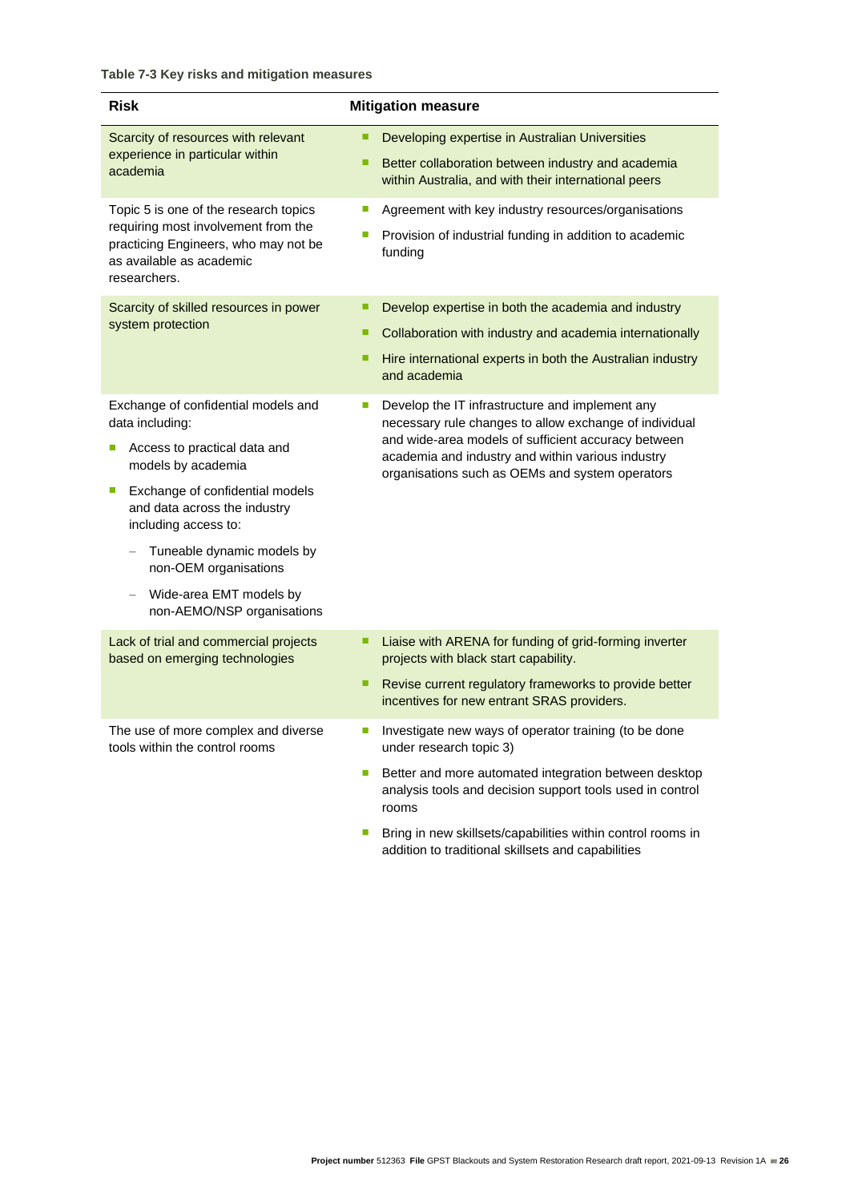**Table 7-3 Key risks and mitigation measures**

| Risk | Mitigation measure |
|---|---|
| Scarcity of resources with relevant experience in particular within academia | ▪ Developing expertise in Australian Universities<br>▪ Better collaboration between industry and academia within Australia, and with their international peers |
| Topic 5 is one of the research topics requiring most involvement from the practicing Engineers, who may not be as available as academic researchers. | ▪ Agreement with key industry resources/organisations<br>▪ Provision of industrial funding in addition to academic funding |
| Scarcity of skilled resources in power system protection | ▪ Develop expertise in both the academia and industry<br>▪ Collaboration with industry and academia internationally<br>▪ Hire international experts in both the Australian industry and academia |
| Exchange of confidential models and data including:<br>▪ Access to practical data and models by academia<br>▪ Exchange of confidential models and data across the industry including access to:<br>– Tuneable dynamic models by non-OEM organisations<br>– Wide-area EMT models by non-AEMO/NSP organisations | ▪ Develop the IT infrastructure and implement any necessary rule changes to allow exchange of individual and wide-area models of sufficient accuracy between academia and industry and within various industry organisations such as OEMs and system operators |
| Lack of trial and commercial projects based on emerging technologies | ▪ Liaise with ARENA for funding of grid-forming inverter projects with black start capability.<br>▪ Revise current regulatory frameworks to provide better incentives for new entrant SRAS providers. |
| The use of more complex and diverse tools within the control rooms | ▪ Investigate new ways of operator training (to be done under research topic 3)<br>▪ Better and more automated integration between desktop analysis tools and decision support tools used in control rooms<br>▪ Bring in new skillsets/capabilities within control rooms in addition to traditional skillsets and capabilities |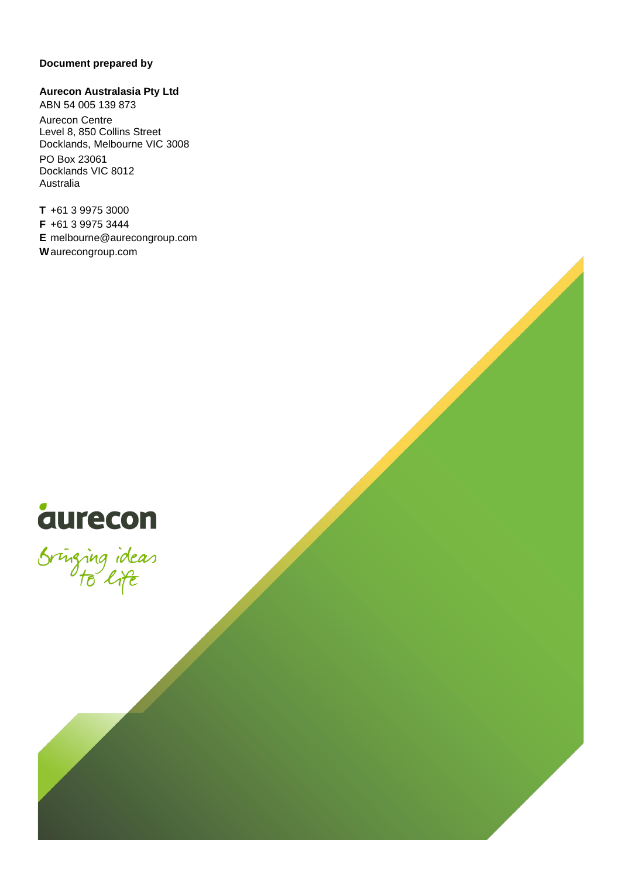**Document prepared by**

**Aurecon Australasia Pty Ltd**
ABN 54 005 139 873

Aurecon Centre
Level 8, 850 Collins Street
Docklands, Melbourne VIC 3008

PO Box 23061
Docklands VIC 8012
Australia

**T** +61 3 9975 3000
**F** +61 3 9975 3444
**E** melbourne@aurecongroup.com
**W** aurecongroup.com

aurecon

Bringing ideas to life